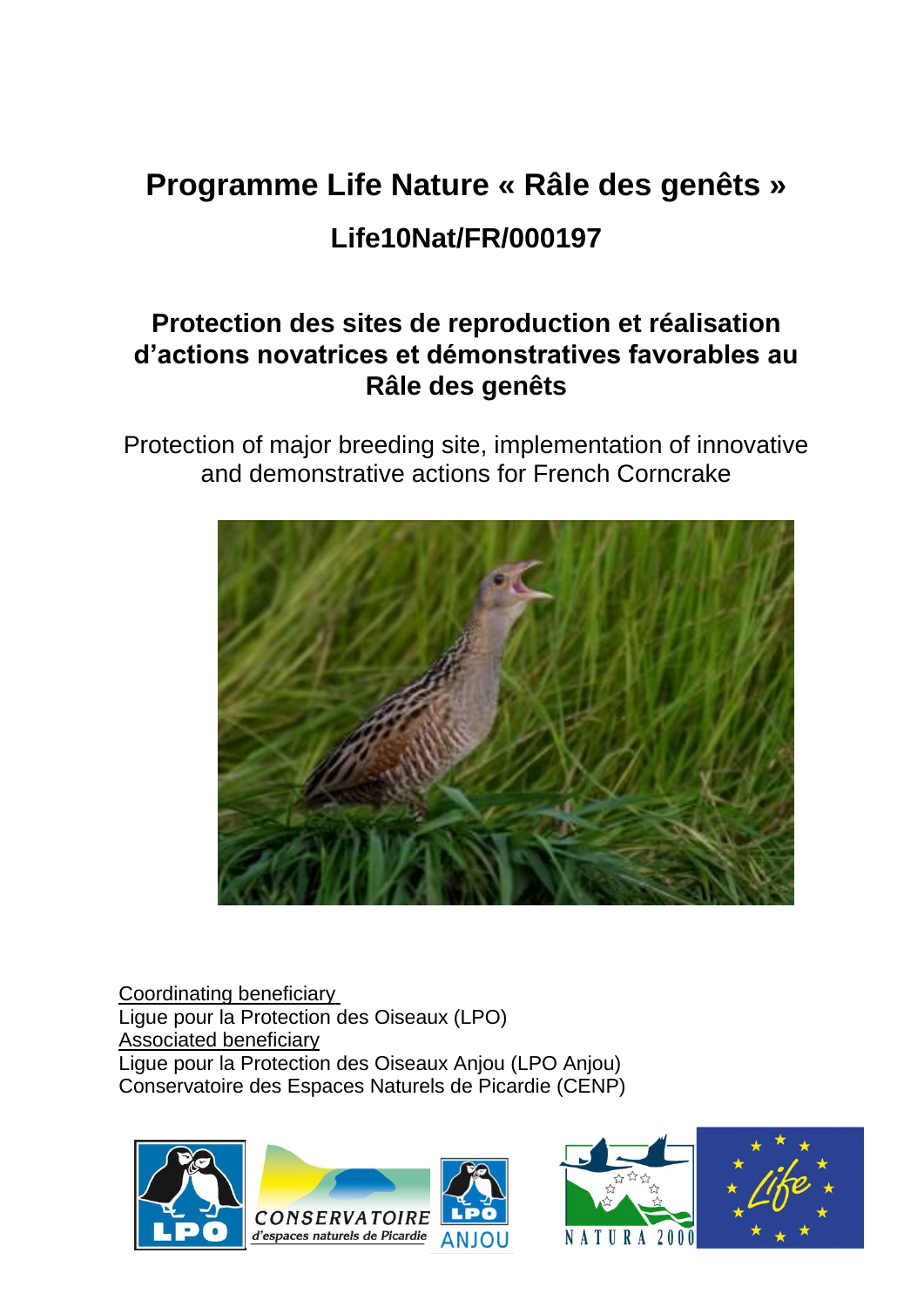# Programme Life Nature « Râle des genêts »

## Life10Nat/FR/000197

## Protection des sites de reproduction et réalisation d'actions novatrices et démonstratives favorables au Râle des genêts

Protection of major breeding site, implementation of innovative and demonstrative actions for French Corncrake

Coordinating beneficiary
Ligue pour la Protection des Oiseaux (LPO)
Associated beneficiary
Ligue pour la Protection des Oiseaux Anjou (LPO Anjou)
Conservatoire des Espaces Naturels de Picardie (CENP)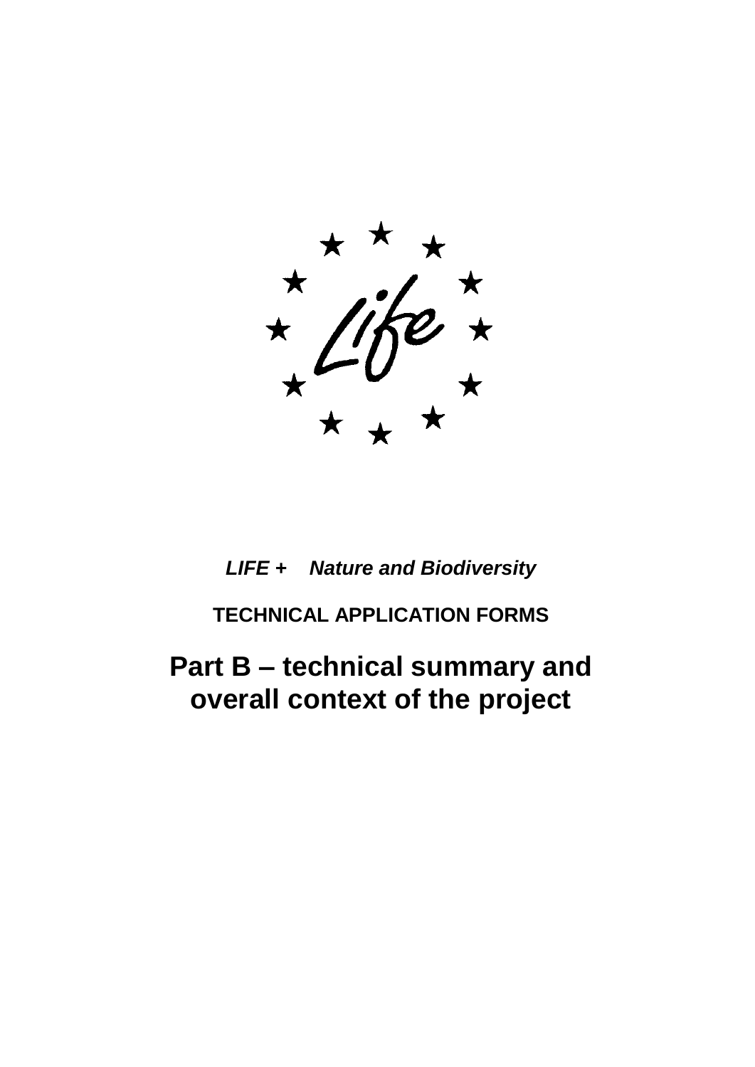*LIFE + Nature and Biodiversity*

**TECHNICAL APPLICATION FORMS**

# Part B – technical summary and overall context of the project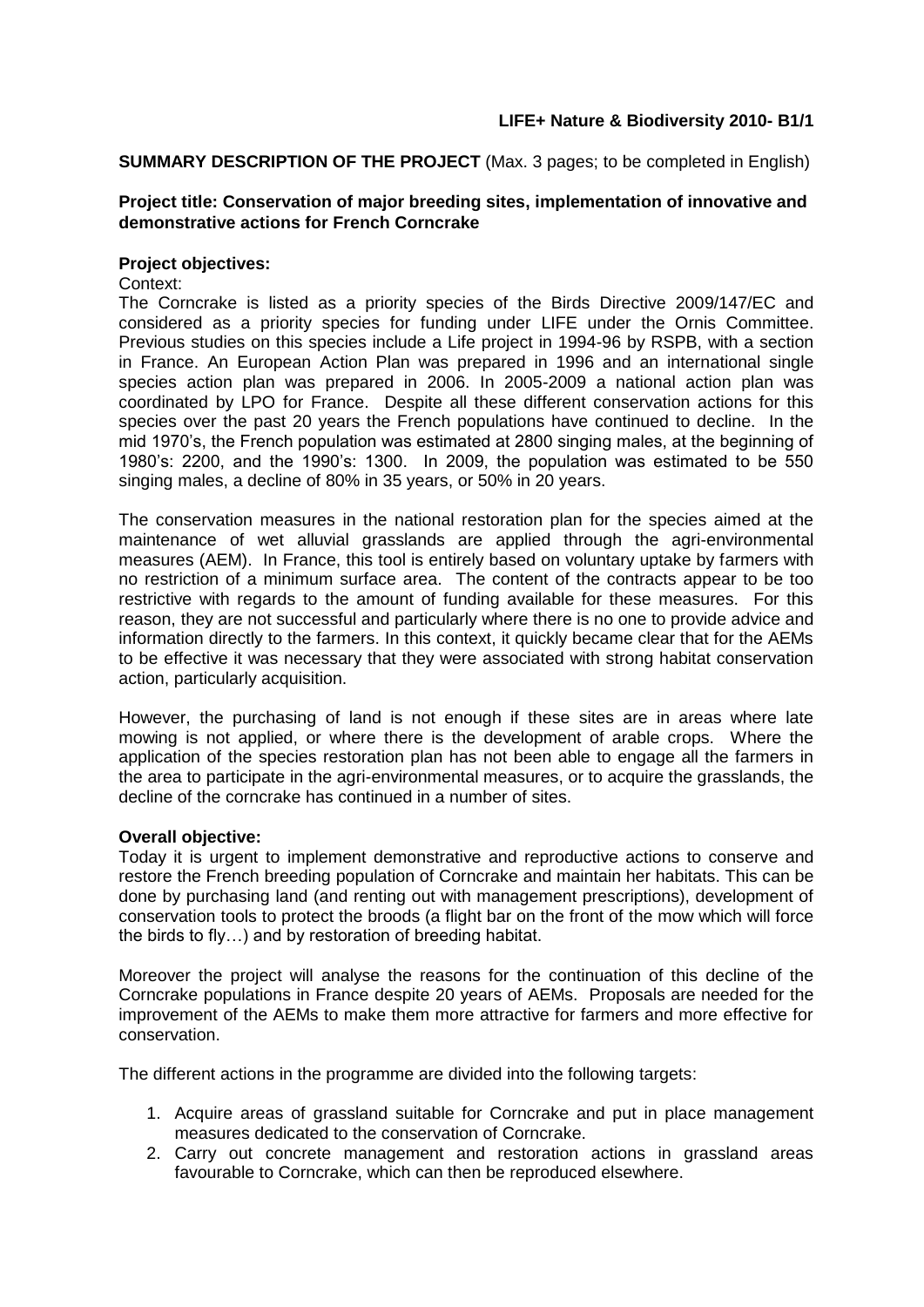**LIFE+ Nature & Biodiversity 2010- B1/1**

**SUMMARY DESCRIPTION OF THE PROJECT** (Max. 3 pages; to be completed in English)

**Project title: Conservation of major breeding sites, implementation of innovative and demonstrative actions for French Corncrake**

**Project objectives:**

Context:

The Corncrake is listed as a priority species of the Birds Directive 2009/147/EC and considered as a priority species for funding under LIFE under the Ornis Committee. Previous studies on this species include a Life project in 1994-96 by RSPB, with a section in France. An European Action Plan was prepared in 1996 and an international single species action plan was prepared in 2006. In 2005-2009 a national action plan was coordinated by LPO for France. Despite all these different conservation actions for this species over the past 20 years the French populations have continued to decline. In the mid 1970's, the French population was estimated at 2800 singing males, at the beginning of 1980's: 2200, and the 1990's: 1300. In 2009, the population was estimated to be 550 singing males, a decline of 80% in 35 years, or 50% in 20 years.

The conservation measures in the national restoration plan for the species aimed at the maintenance of wet alluvial grasslands are applied through the agri-environmental measures (AEM). In France, this tool is entirely based on voluntary uptake by farmers with no restriction of a minimum surface area. The content of the contracts appear to be too restrictive with regards to the amount of funding available for these measures. For this reason, they are not successful and particularly where there is no one to provide advice and information directly to the farmers. In this context, it quickly became clear that for the AEMs to be effective it was necessary that they were associated with strong habitat conservation action, particularly acquisition.

However, the purchasing of land is not enough if these sites are in areas where late mowing is not applied, or where there is the development of arable crops. Where the application of the species restoration plan has not been able to engage all the farmers in the area to participate in the agri-environmental measures, or to acquire the grasslands, the decline of the corncrake has continued in a number of sites.

**Overall objective:**

Today it is urgent to implement demonstrative and reproductive actions to conserve and restore the French breeding population of Corncrake and maintain her habitats. This can be done by purchasing land (and renting out with management prescriptions), development of conservation tools to protect the broods (a flight bar on the front of the mow which will force the birds to fly…) and by restoration of breeding habitat.

Moreover the project will analyse the reasons for the continuation of this decline of the Corncrake populations in France despite 20 years of AEMs. Proposals are needed for the improvement of the AEMs to make them more attractive for farmers and more effective for conservation.

The different actions in the programme are divided into the following targets:

1. Acquire areas of grassland suitable for Corncrake and put in place management measures dedicated to the conservation of Corncrake.
2. Carry out concrete management and restoration actions in grassland areas favourable to Corncrake, which can then be reproduced elsewhere.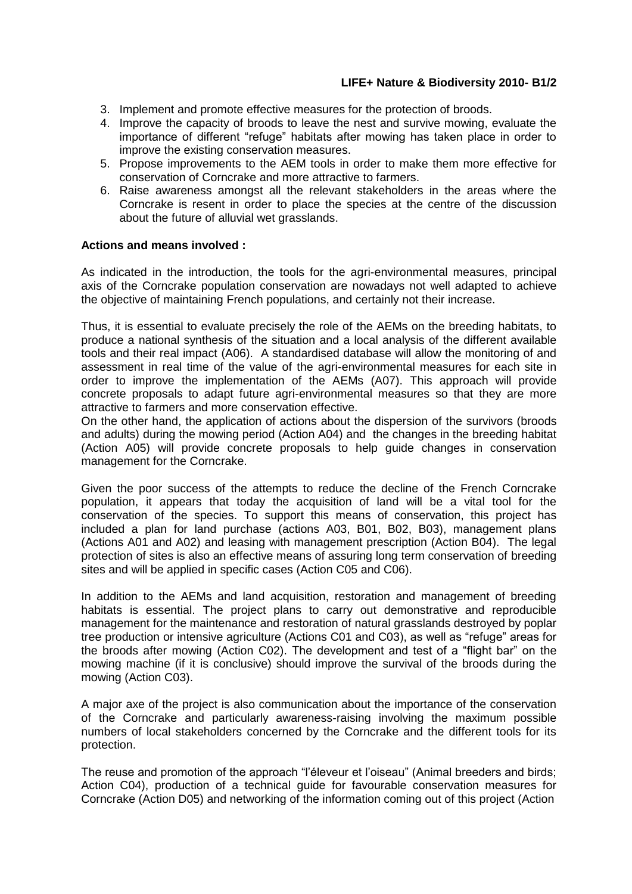3. Implement and promote effective measures for the protection of broods.
4. Improve the capacity of broods to leave the nest and survive mowing, evaluate the importance of different "refuge" habitats after mowing has taken place in order to improve the existing conservation measures.
5. Propose improvements to the AEM tools in order to make them more effective for conservation of Corncrake and more attractive to farmers.
6. Raise awareness amongst all the relevant stakeholders in the areas where the Corncrake is resent in order to place the species at the centre of the discussion about the future of alluvial wet grasslands.

**Actions and means involved :**

As indicated in the introduction, the tools for the agri-environmental measures, principal axis of the Corncrake population conservation are nowadays not well adapted to achieve the objective of maintaining French populations, and certainly not their increase.

Thus, it is essential to evaluate precisely the role of the AEMs on the breeding habitats, to produce a national synthesis of the situation and a local analysis of the different available tools and their real impact (A06). A standardised database will allow the monitoring of and assessment in real time of the value of the agri-environmental measures for each site in order to improve the implementation of the AEMs (A07). This approach will provide concrete proposals to adapt future agri-environmental measures so that they are more attractive to farmers and more conservation effective.

On the other hand, the application of actions about the dispersion of the survivors (broods and adults) during the mowing period (Action A04) and the changes in the breeding habitat (Action A05) will provide concrete proposals to help guide changes in conservation management for the Corncrake.

Given the poor success of the attempts to reduce the decline of the French Corncrake population, it appears that today the acquisition of land will be a vital tool for the conservation of the species. To support this means of conservation, this project has included a plan for land purchase (actions A03, B01, B02, B03), management plans (Actions A01 and A02) and leasing with management prescription (Action B04). The legal protection of sites is also an effective means of assuring long term conservation of breeding sites and will be applied in specific cases (Action C05 and C06).

In addition to the AEMs and land acquisition, restoration and management of breeding habitats is essential. The project plans to carry out demonstrative and reproducible management for the maintenance and restoration of natural grasslands destroyed by poplar tree production or intensive agriculture (Actions C01 and C03), as well as "refuge" areas for the broods after mowing (Action C02). The development and test of a "flight bar" on the mowing machine (if it is conclusive) should improve the survival of the broods during the mowing (Action C03).

A major axe of the project is also communication about the importance of the conservation of the Corncrake and particularly awareness-raising involving the maximum possible numbers of local stakeholders concerned by the Corncrake and the different tools for its protection.

The reuse and promotion of the approach "l'éleveur et l'oiseau" (Animal breeders and birds; Action C04), production of a technical guide for favourable conservation measures for Corncrake (Action D05) and networking of the information coming out of this project (Action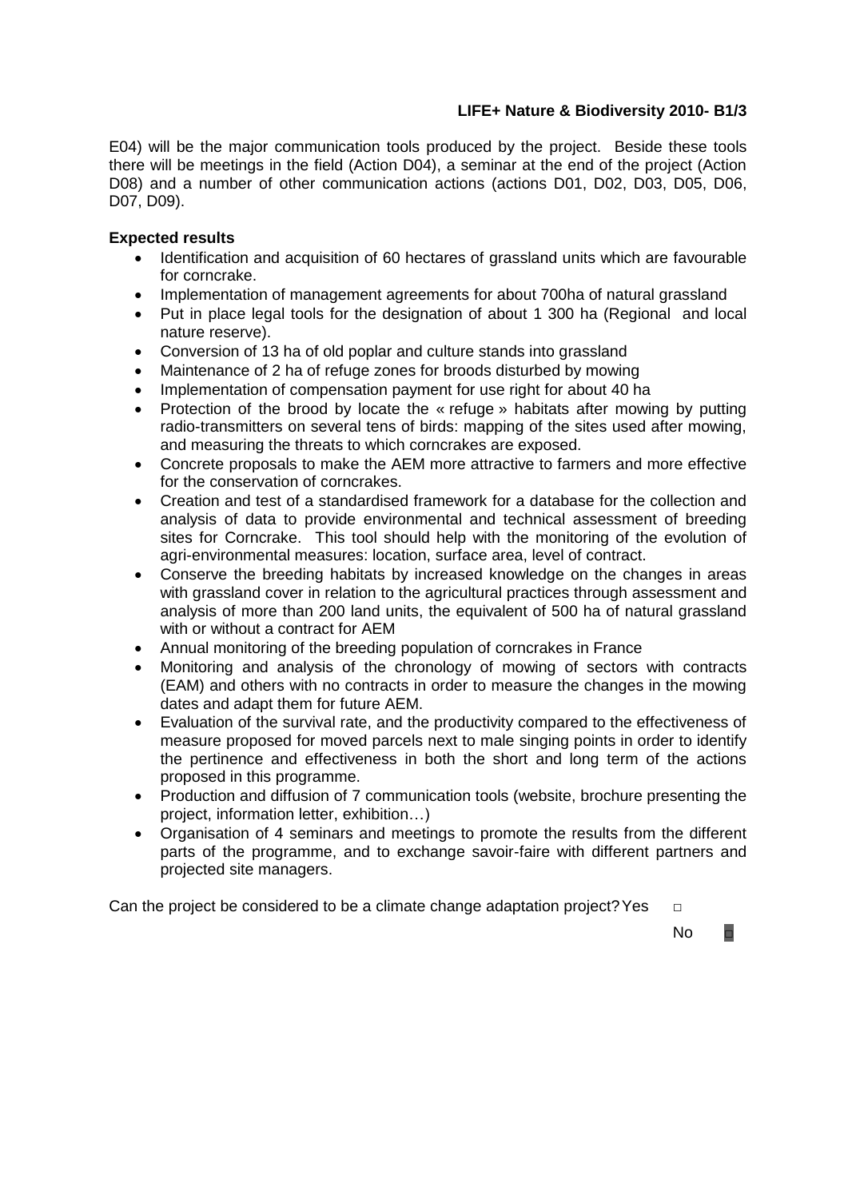E04) will be the major communication tools produced by the project. Beside these tools there will be meetings in the field (Action D04), a seminar at the end of the project (Action D08) and a number of other communication actions (actions D01, D02, D03, D05, D06, D07, D09).

**Expected results**

- Identification and acquisition of 60 hectares of grassland units which are favourable for corncrake.
- Implementation of management agreements for about 700ha of natural grassland
- Put in place legal tools for the designation of about 1 300 ha (Regional and local nature reserve).
- Conversion of 13 ha of old poplar and culture stands into grassland
- Maintenance of 2 ha of refuge zones for broods disturbed by mowing
- Implementation of compensation payment for use right for about 40 ha
- Protection of the brood by locate the « refuge » habitats after mowing by putting radio-transmitters on several tens of birds: mapping of the sites used after mowing, and measuring the threats to which corncrakes are exposed.
- Concrete proposals to make the AEM more attractive to farmers and more effective for the conservation of corncrakes.
- Creation and test of a standardised framework for a database for the collection and analysis of data to provide environmental and technical assessment of breeding sites for Corncrake. This tool should help with the monitoring of the evolution of agri-environmental measures: location, surface area, level of contract.
- Conserve the breeding habitats by increased knowledge on the changes in areas with grassland cover in relation to the agricultural practices through assessment and analysis of more than 200 land units, the equivalent of 500 ha of natural grassland with or without a contract for AEM
- Annual monitoring of the breeding population of corncrakes in France
- Monitoring and analysis of the chronology of mowing of sectors with contracts (EAM) and others with no contracts in order to measure the changes in the mowing dates and adapt them for future AEM.
- Evaluation of the survival rate, and the productivity compared to the effectiveness of measure proposed for moved parcels next to male singing points in order to identify the pertinence and effectiveness in both the short and long term of the actions proposed in this programme.
- Production and diffusion of 7 communication tools (website, brochure presenting the project, information letter, exhibition…)
- Organisation of 4 seminars and meetings to promote the results from the different parts of the programme, and to exchange savoir-faire with different partners and projected site managers.

Can the project be considered to be a climate change adaptation project? Yes □

No ■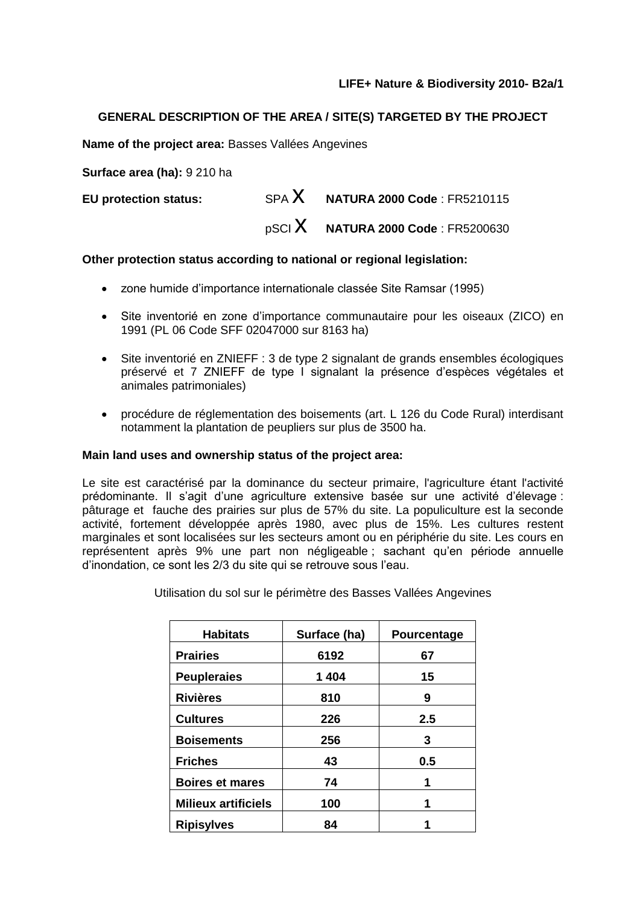**LIFE+ Nature & Biodiversity 2010- B2a/1**

## GENERAL DESCRIPTION OF THE AREA / SITE(S) TARGETED BY THE PROJECT

**Name of the project area:** Basses Vallées Angevines

**Surface area (ha):** 9 210 ha

**EU protection status:** SPA X **NATURA 2000 Code** : FR5210115

pSCI X **NATURA 2000 Code** : FR5200630

**Other protection status according to national or regional legislation:**

- zone humide d'importance internationale classée Site Ramsar (1995)
- Site inventorié en zone d'importance communautaire pour les oiseaux (ZICO) en 1991 (PL 06 Code SFF 02047000 sur 8163 ha)
- Site inventorié en ZNIEFF : 3 de type 2 signalant de grands ensembles écologiques préservé et 7 ZNIEFF de type I signalant la présence d'espèces végétales et animales patrimoniales)
- procédure de réglementation des boisements (art. L 126 du Code Rural) interdisant notamment la plantation de peupliers sur plus de 3500 ha.

**Main land uses and ownership status of the project area:**

Le site est caractérisé par la dominance du secteur primaire, l'agriculture étant l'activité prédominante. Il s'agit d'une agriculture extensive basée sur une activité d'élevage : pâturage et fauche des prairies sur plus de 57% du site. La populiculture est la seconde activité, fortement développée après 1980, avec plus de 15%. Les cultures restent marginales et sont localisées sur les secteurs amont ou en périphérie du site. Les cours en représentent après 9% une part non négligeable ; sachant qu'en période annuelle d'inondation, ce sont les 2/3 du site qui se retrouve sous l'eau.

Utilisation du sol sur le périmètre des Basses Vallées Angevines

| Habitats | Surface (ha) | Pourcentage |
|---|---|---|
| **Prairies** | **6192** | **67** |
| **Peupleraies** | **1 404** | **15** |
| **Rivières** | **810** | **9** |
| **Cultures** | **226** | **2.5** |
| **Boisements** | **256** | **3** |
| **Friches** | **43** | **0.5** |
| **Boires et mares** | **74** | **1** |
| **Milieux artificiels** | **100** | **1** |
| **Ripisylves** | **84** | **1** |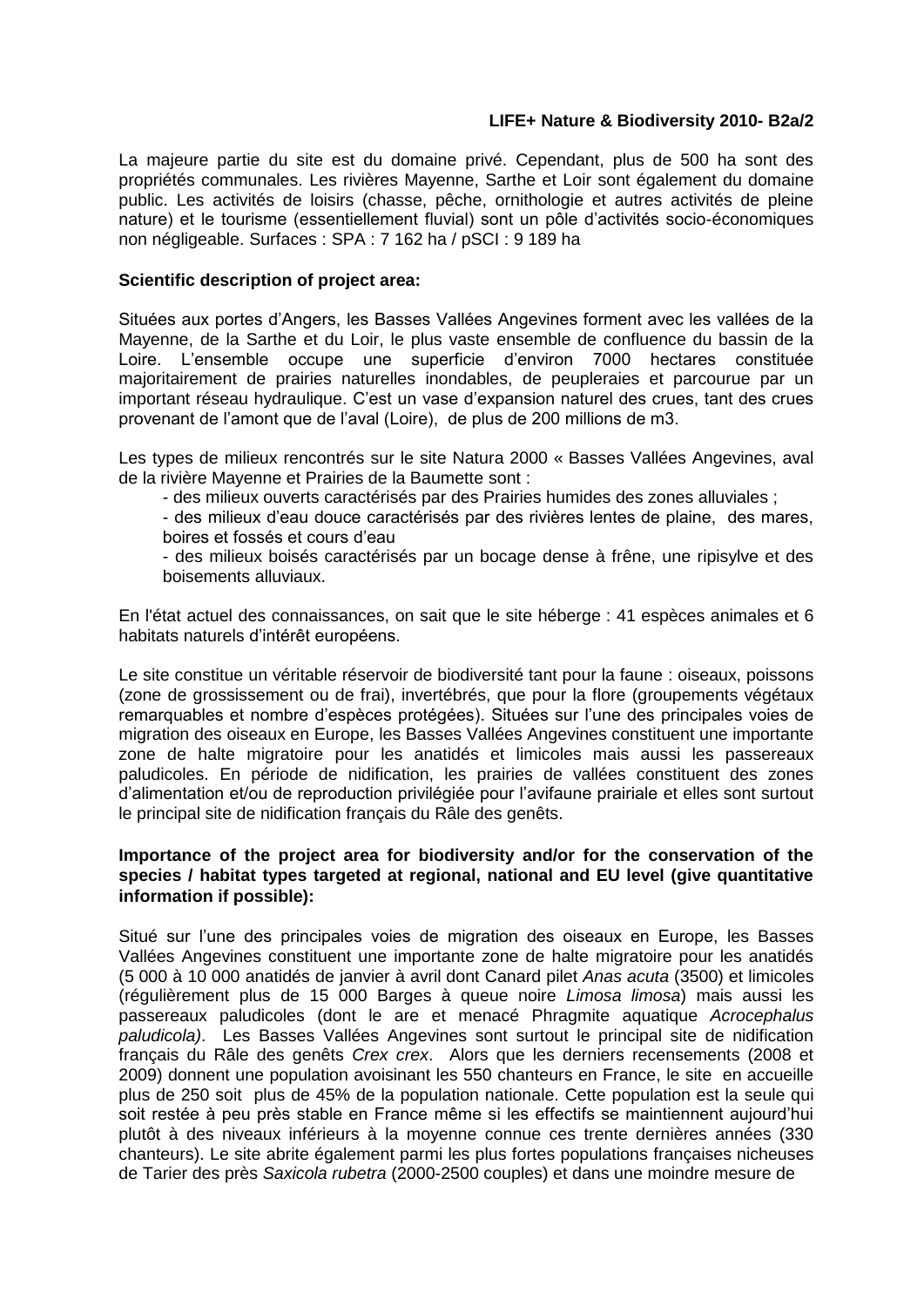La majeure partie du site est du domaine privé. Cependant, plus de 500 ha sont des propriétés communales. Les rivières Mayenne, Sarthe et Loir sont également du domaine public. Les activités de loisirs (chasse, pêche, ornithologie et autres activités de pleine nature) et le tourisme (essentiellement fluvial) sont un pôle d'activités socio-économiques non négligeable. Surfaces : SPA : 7 162 ha / pSCI : 9 189 ha

**Scientific description of project area:**

Situées aux portes d'Angers, les Basses Vallées Angevines forment avec les vallées de la Mayenne, de la Sarthe et du Loir, le plus vaste ensemble de confluence du bassin de la Loire. L'ensemble occupe une superficie d'environ 7000 hectares constituée majoritairement de prairies naturelles inondables, de peupleraies et parcourue par un important réseau hydraulique. C'est un vase d'expansion naturel des crues, tant des crues provenant de l'amont que de l'aval (Loire), de plus de 200 millions de m3.

Les types de milieux rencontrés sur le site Natura 2000 « Basses Vallées Angevines, aval de la rivière Mayenne et Prairies de la Baumette sont :

- des milieux ouverts caractérisés par des Prairies humides des zones alluviales ;
- des milieux d'eau douce caractérisés par des rivières lentes de plaine, des mares, boires et fossés et cours d'eau
- des milieux boisés caractérisés par un bocage dense à frêne, une ripisylve et des boisements alluviaux.

En l'état actuel des connaissances, on sait que le site héberge : 41 espèces animales et 6 habitats naturels d'intérêt européens.

Le site constitue un véritable réservoir de biodiversité tant pour la faune : oiseaux, poissons (zone de grossissement ou de frai), invertébrés, que pour la flore (groupements végétaux remarquables et nombre d'espèces protégées). Situées sur l'une des principales voies de migration des oiseaux en Europe, les Basses Vallées Angevines constituent une importante zone de halte migratoire pour les anatidés et limicoles mais aussi les passereaux paludicoles. En période de nidification, les prairies de vallées constituent des zones d'alimentation et/ou de reproduction privilégiée pour l'avifaune prairiale et elles sont surtout le principal site de nidification français du Râle des genêts.

**Importance of the project area for biodiversity and/or for the conservation of the species / habitat types targeted at regional, national and EU level (give quantitative information if possible):**

Situé sur l'une des principales voies de migration des oiseaux en Europe, les Basses Vallées Angevines constituent une importante zone de halte migratoire pour les anatidés (5 000 à 10 000 anatidés de janvier à avril dont Canard pilet *Anas acuta* (3500) et limicoles (régulièrement plus de 15 000 Barges à queue noire *Limosa limosa*) mais aussi les passereaux paludicoles (dont le are et menacé Phragmite aquatique *Acrocephalus paludicola)*. Les Basses Vallées Angevines sont surtout le principal site de nidification français du Râle des genêts *Crex crex*. Alors que les derniers recensements (2008 et 2009) donnent une population avoisinant les 550 chanteurs en France, le site en accueille plus de 250 soit plus de 45% de la population nationale. Cette population est la seule qui soit restée à peu près stable en France même si les effectifs se maintiennent aujourd'hui plutôt à des niveaux inférieurs à la moyenne connue ces trente dernières années (330 chanteurs). Le site abrite également parmi les plus fortes populations françaises nicheuses de Tarier des près *Saxicola rubetra* (2000-2500 couples) et dans une moindre mesure de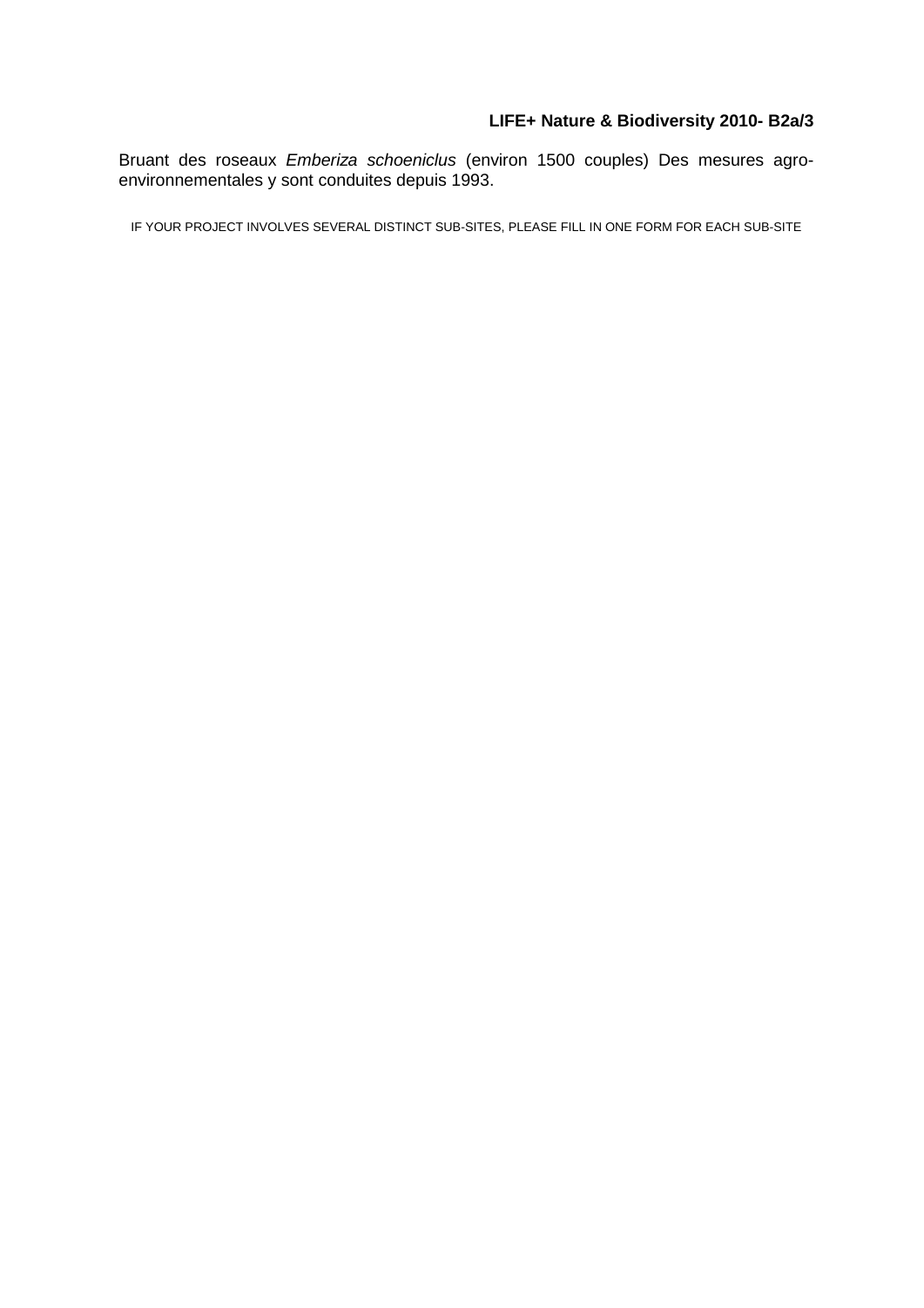Bruant des roseaux *Emberiza schoeniclus* (environ 1500 couples) Des mesures agro-environnementales y sont conduites depuis 1993.

IF YOUR PROJECT INVOLVES SEVERAL DISTINCT SUB-SITES, PLEASE FILL IN ONE FORM FOR EACH SUB-SITE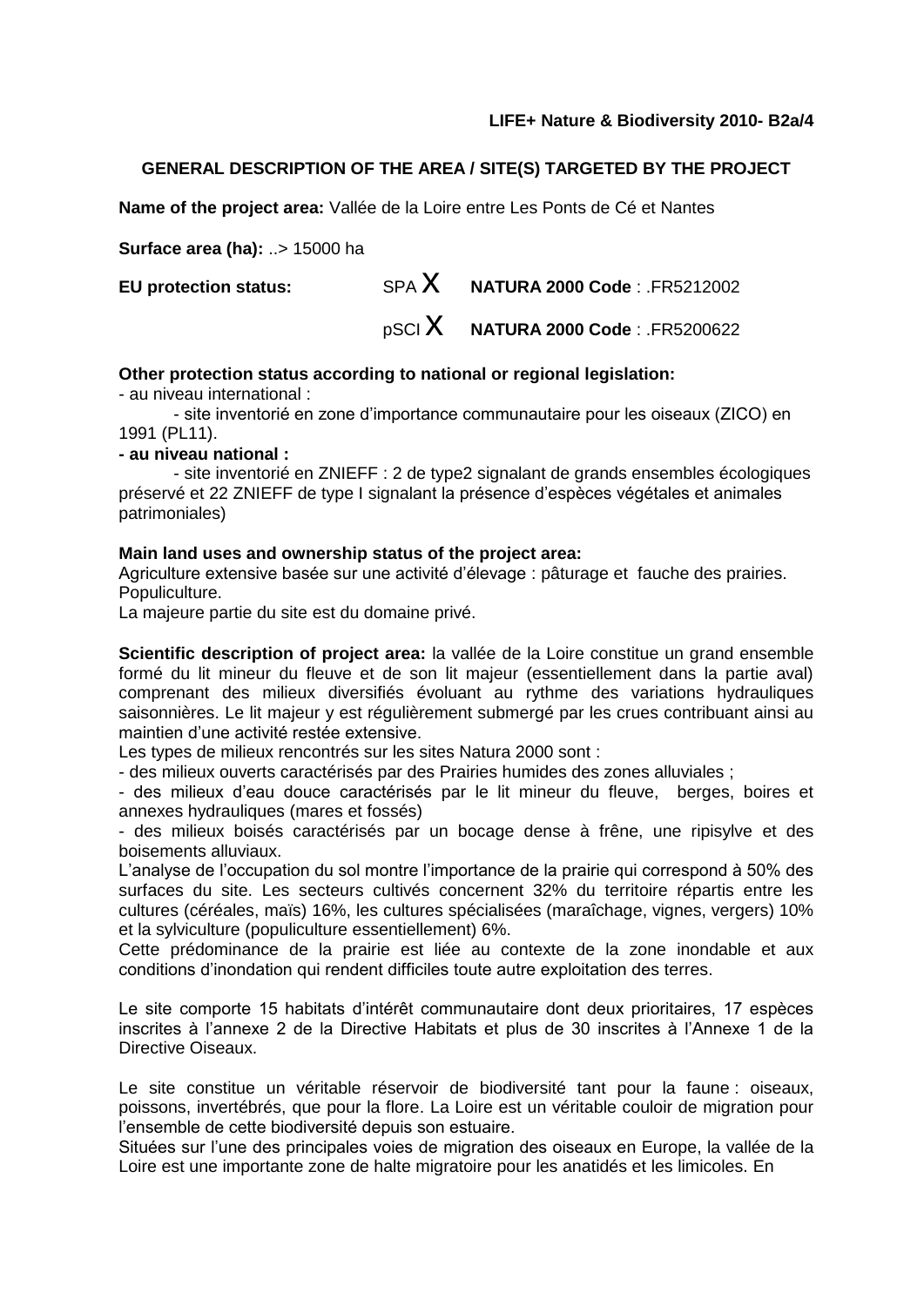**LIFE+ Nature & Biodiversity 2010- B2a/4**

**GENERAL DESCRIPTION OF THE AREA / SITE(S) TARGETED BY THE PROJECT**

**Name of the project area:** Vallée de la Loire entre Les Ponts de Cé et Nantes

**Surface area (ha):** ..> 15000 ha

**EU protection status:** SPA X **NATURA 2000 Code** : .FR5212002

pSCI X **NATURA 2000 Code** : .FR5200622

**Other protection status according to national or regional legislation:**

- au niveau international :

    - site inventorié en zone d'importance communautaire pour les oiseaux (ZICO) en 1991 (PL11).

**- au niveau national :**

    - site inventorié en ZNIEFF : 2 de type2 signalant de grands ensembles écologiques préservé et 22 ZNIEFF de type I signalant la présence d'espèces végétales et animales patrimoniales)

**Main land uses and ownership status of the project area:**

Agriculture extensive basée sur une activité d'élevage : pâturage et fauche des prairies.
Populiculture.

La majeure partie du site est du domaine privé.

**Scientific description of project area:** la vallée de la Loire constitue un grand ensemble formé du lit mineur du fleuve et de son lit majeur (essentiellement dans la partie aval) comprenant des milieux diversifiés évoluant au rythme des variations hydrauliques saisonnières. Le lit majeur y est régulièrement submergé par les crues contribuant ainsi au maintien d'une activité restée extensive.

Les types de milieux rencontrés sur les sites Natura 2000 sont :

- des milieux ouverts caractérisés par des Prairies humides des zones alluviales ;
- des milieux d'eau douce caractérisés par le lit mineur du fleuve, berges, boires et annexes hydrauliques (mares et fossés)
- des milieux boisés caractérisés par un bocage dense à frêne, une ripisylve et des boisements alluviaux.

L'analyse de l'occupation du sol montre l'importance de la prairie qui correspond à 50% des surfaces du site. Les secteurs cultivés concernent 32% du territoire répartis entre les cultures (céréales, maïs) 16%, les cultures spécialisées (maraîchage, vignes, vergers) 10% et la sylviculture (populiculture essentiellement) 6%.

Cette prédominance de la prairie est liée au contexte de la zone inondable et aux conditions d'inondation qui rendent difficiles toute autre exploitation des terres.

Le site comporte 15 habitats d'intérêt communautaire dont deux prioritaires, 17 espèces inscrites à l'annexe 2 de la Directive Habitats et plus de 30 inscrites à l'Annexe 1 de la Directive Oiseaux.

Le site constitue un véritable réservoir de biodiversité tant pour la faune : oiseaux, poissons, invertébrés, que pour la flore. La Loire est un véritable couloir de migration pour l'ensemble de cette biodiversité depuis son estuaire.

Situées sur l'une des principales voies de migration des oiseaux en Europe, la vallée de la Loire est une importante zone de halte migratoire pour les anatidés et les limicoles. En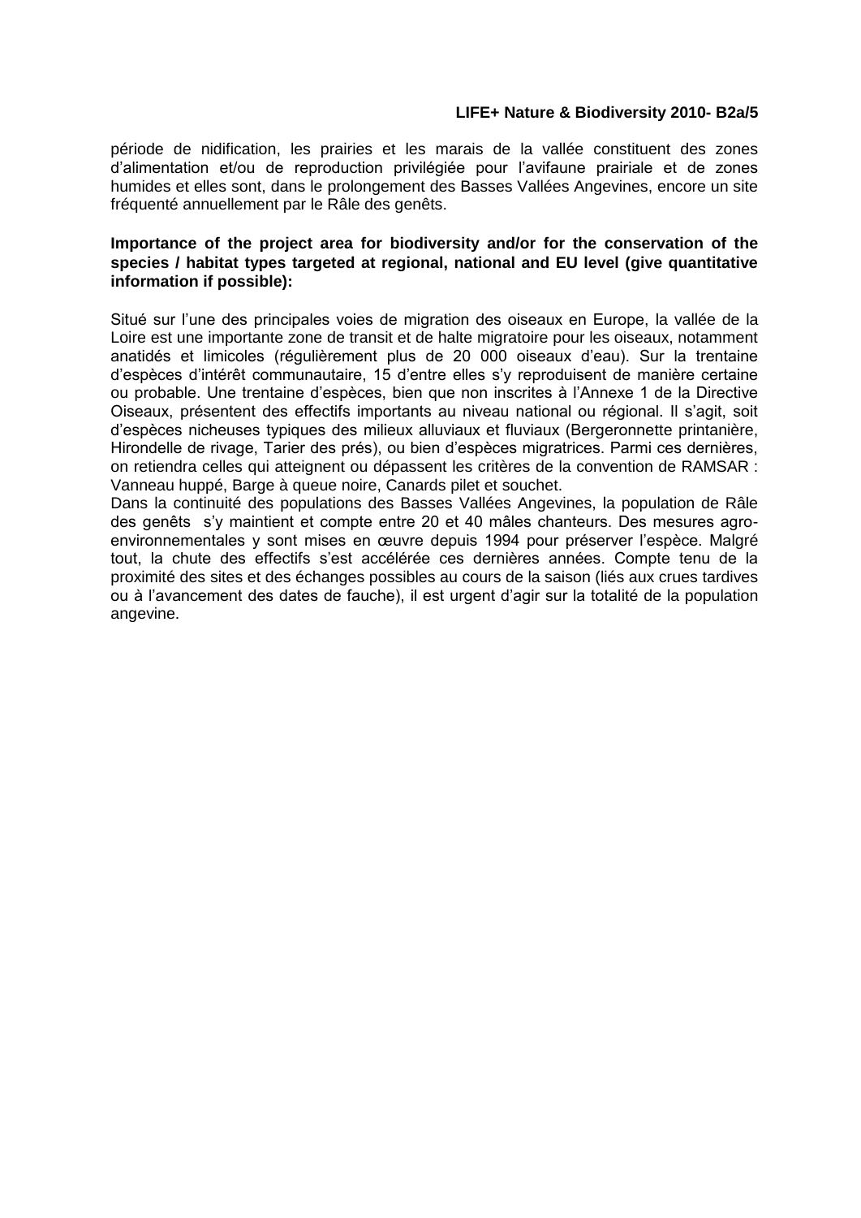période de nidification, les prairies et les marais de la vallée constituent des zones d'alimentation et/ou de reproduction privilégiée pour l'avifaune prairiale et de zones humides et elles sont, dans le prolongement des Basses Vallées Angevines, encore un site fréquenté annuellement par le Râle des genêts.

**Importance of the project area for biodiversity and/or for the conservation of the species / habitat types targeted at regional, national and EU level (give quantitative information if possible):**

Situé sur l'une des principales voies de migration des oiseaux en Europe, la vallée de la Loire est une importante zone de transit et de halte migratoire pour les oiseaux, notamment anatidés et limicoles (régulièrement plus de 20 000 oiseaux d'eau). Sur la trentaine d'espèces d'intérêt communautaire, 15 d'entre elles s'y reproduisent de manière certaine ou probable. Une trentaine d'espèces, bien que non inscrites à l'Annexe 1 de la Directive Oiseaux, présentent des effectifs importants au niveau national ou régional. Il s'agit, soit d'espèces nicheuses typiques des milieux alluviaux et fluviaux (Bergeronnette printanière, Hirondelle de rivage, Tarier des prés), ou bien d'espèces migratrices. Parmi ces dernières, on retiendra celles qui atteignent ou dépassent les critères de la convention de RAMSAR : Vanneau huppé, Barge à queue noire, Canards pilet et souchet.
Dans la continuité des populations des Basses Vallées Angevines, la population de Râle des genêts s'y maintient et compte entre 20 et 40 mâles chanteurs. Des mesures agro-environnementales y sont mises en œuvre depuis 1994 pour préserver l'espèce. Malgré tout, la chute des effectifs s'est accélérée ces dernières années. Compte tenu de la proximité des sites et des échanges possibles au cours de la saison (liés aux crues tardives ou à l'avancement des dates de fauche), il est urgent d'agir sur la totalité de la population angevine.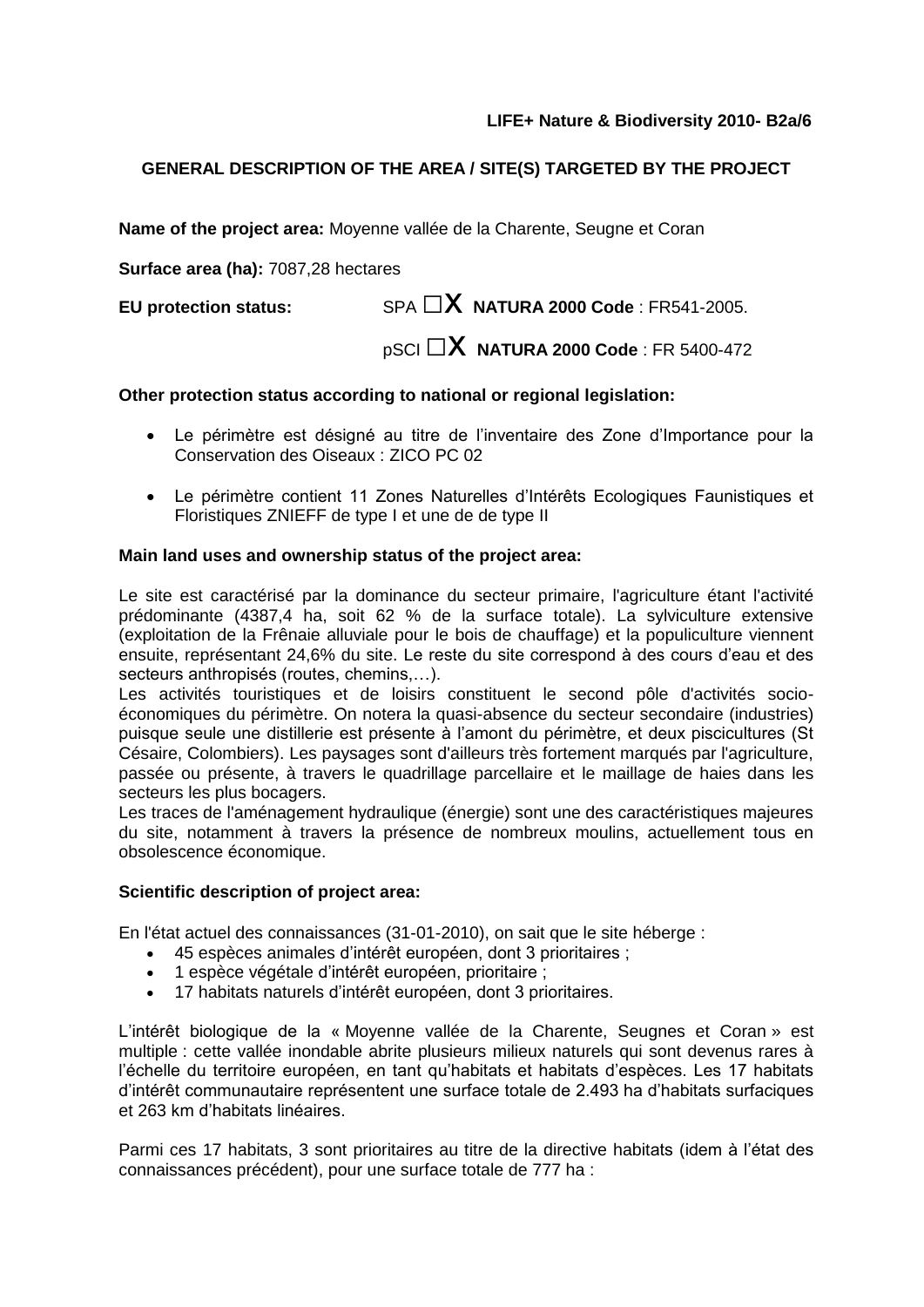**LIFE+ Nature & Biodiversity 2010- B2a/6**

**GENERAL DESCRIPTION OF THE AREA / SITE(S) TARGETED BY THE PROJECT**

**Name of the project area:** Moyenne vallée de la Charente, Seugne et Coran

**Surface area (ha):** 7087,28 hectares

**EU protection status:** SPA ☐X **NATURA 2000 Code** : FR541-2005.

pSCI ☐X **NATURA 2000 Code** : FR 5400-472

**Other protection status according to national or regional legislation:**

- Le périmètre est désigné au titre de l'inventaire des Zone d'Importance pour la Conservation des Oiseaux : ZICO PC 02
- Le périmètre contient 11 Zones Naturelles d'Intérêts Ecologiques Faunistiques et Floristiques ZNIEFF de type I et une de de type II

**Main land uses and ownership status of the project area:**

Le site est caractérisé par la dominance du secteur primaire, l'agriculture étant l'activité prédominante (4387,4 ha, soit 62 % de la surface totale). La sylviculture extensive (exploitation de la Frênaie alluviale pour le bois de chauffage) et la populiculture viennent ensuite, représentant 24,6% du site. Le reste du site correspond à des cours d'eau et des secteurs anthropisés (routes, chemins,…).
Les activités touristiques et de loisirs constituent le second pôle d'activités socio-économiques du périmètre. On notera la quasi-absence du secteur secondaire (industries) puisque seule une distillerie est présente à l'amont du périmètre, et deux piscicultures (St Césaire, Colombiers). Les paysages sont d'ailleurs très fortement marqués par l'agriculture, passée ou présente, à travers le quadrillage parcellaire et le maillage de haies dans les secteurs les plus bocagers.
Les traces de l'aménagement hydraulique (énergie) sont une des caractéristiques majeures du site, notamment à travers la présence de nombreux moulins, actuellement tous en obsolescence économique.

**Scientific description of project area:**

En l'état actuel des connaissances (31-01-2010), on sait que le site héberge :

- 45 espèces animales d'intérêt européen, dont 3 prioritaires ;
- 1 espèce végétale d'intérêt européen, prioritaire ;
- 17 habitats naturels d'intérêt européen, dont 3 prioritaires.

L'intérêt biologique de la « Moyenne vallée de la Charente, Seugnes et Coran » est multiple : cette vallée inondable abrite plusieurs milieux naturels qui sont devenus rares à l'échelle du territoire européen, en tant qu'habitats et habitats d'espèces. Les 17 habitats d'intérêt communautaire représentent une surface totale de 2.493 ha d'habitats surfaciques et 263 km d'habitats linéaires.

Parmi ces 17 habitats, 3 sont prioritaires au titre de la directive habitats (idem à l'état des connaissances précédent), pour une surface totale de 777 ha :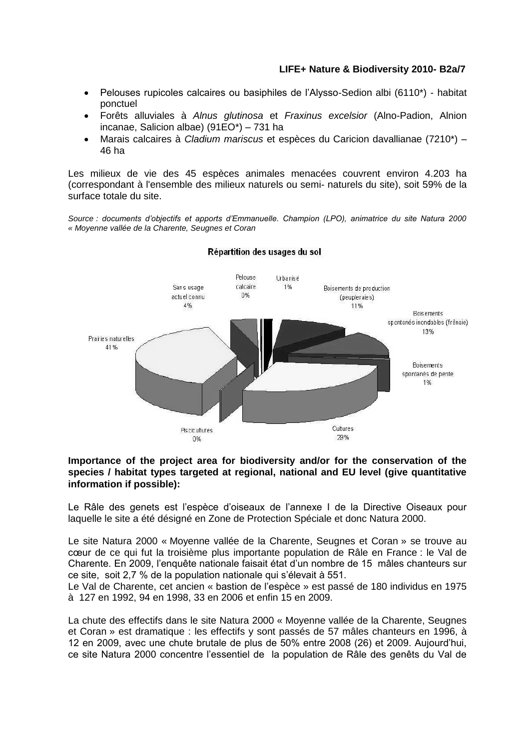- Pelouses rupicoles calcaires ou basiphiles de l'Alysso-Sedion albi (6110*) - habitat ponctuel
- Forêts alluviales à *Alnus glutinosa* et *Fraxinus excelsior* (Alno-Padion, Alnion incanae, Salicion albae) (91EO*) – 731 ha
- Marais calcaires à *Cladium mariscus* et espèces du Caricion davallianae (7210*) – 46 ha

Les milieux de vie des 45 espèces animales menacées couvrent environ 4.203 ha (correspondant à l'ensemble des milieux naturels ou semi- naturels du site), soit 59% de la surface totale du site.

*Source : documents d'objectifs et apports d'Emmanuelle. Champion (LPO), animatrice du site Natura 2000 « Moyenne vallée de la Charente, Seugnes et Coran*

Répartition des usages du sol

- Sans usage actuel connu 4%
- Pelouse calcaire 0%
- Urbanisé 1%
- Boisements de production (peupleraies) 11%
- Boisements spontanés inondables (frênaie) 13%
- Boisements spontanés de pente 1%
- Cultures 29%
- Piscicultures 0%
- Prairies naturelles 41%

**Importance of the project area for biodiversity and/or for the conservation of the species / habitat types targeted at regional, national and EU level (give quantitative information if possible):**

Le Râle des genets est l'espèce d'oiseaux de l'annexe I de la Directive Oiseaux pour laquelle le site a été désigné en Zone de Protection Spéciale et donc Natura 2000.

Le site Natura 2000 « Moyenne vallée de la Charente, Seugnes et Coran » se trouve au cœur de ce qui fut la troisième plus importante population de Râle en France : le Val de Charente. En 2009, l'enquête nationale faisait état d'un nombre de 15 mâles chanteurs sur ce site, soit 2,7 % de la population nationale qui s'élevait à 551.
Le Val de Charente, cet ancien « bastion de l'espèce » est passé de 180 individus en 1975 à 127 en 1992, 94 en 1998, 33 en 2006 et enfin 15 en 2009.

La chute des effectifs dans le site Natura 2000 « Moyenne vallée de la Charente, Seugnes et Coran » est dramatique : les effectifs y sont passés de 57 mâles chanteurs en 1996, à 12 en 2009, avec une chute brutale de plus de 50% entre 2008 (26) et 2009. Aujourd'hui, ce site Natura 2000 concentre l'essentiel de la population de Râle des genêts du Val de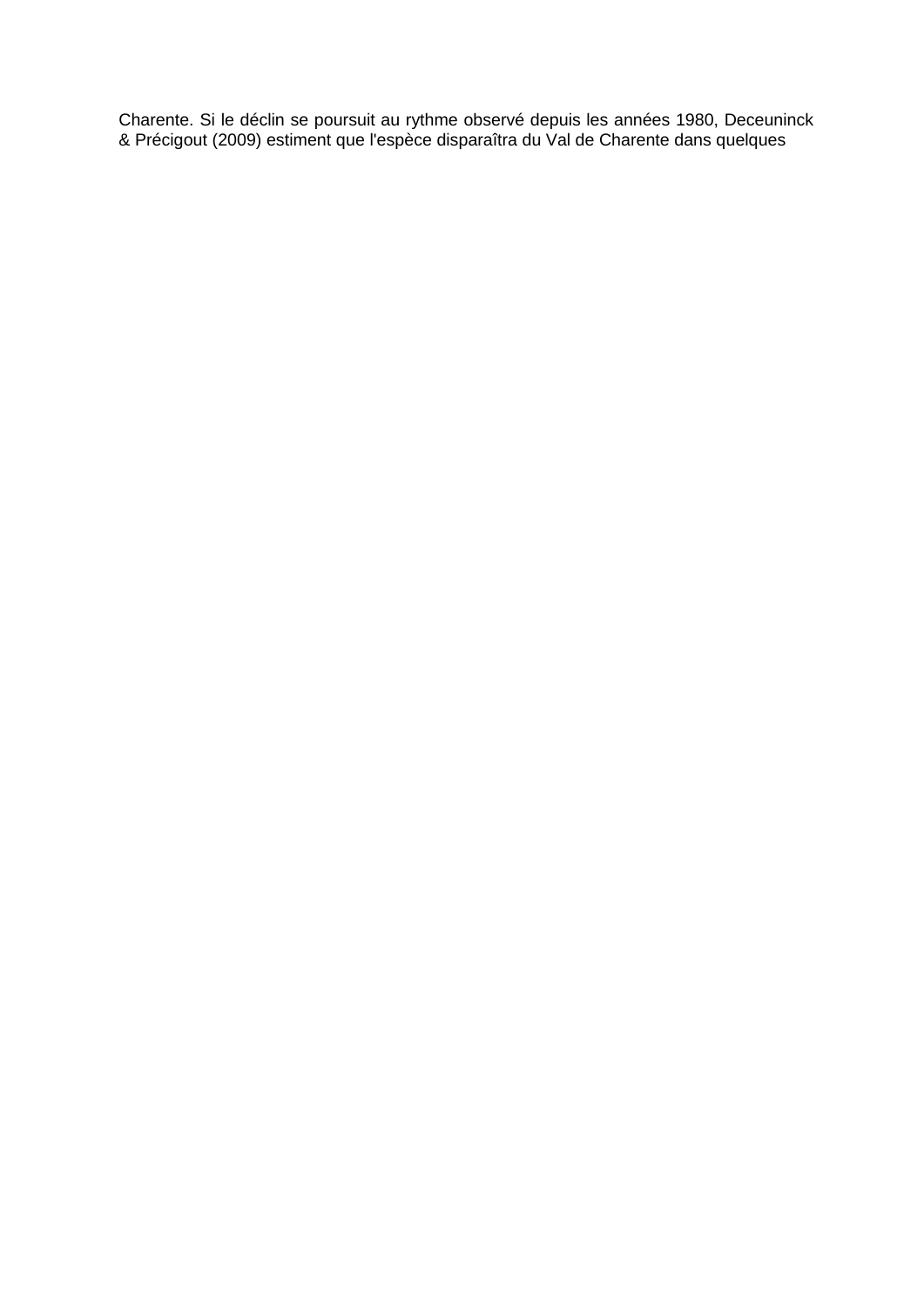Charente. Si le déclin se poursuit au rythme observé depuis les années 1980, Deceuninck & Précigout (2009) estiment que l'espèce disparaîtra du Val de Charente dans quelques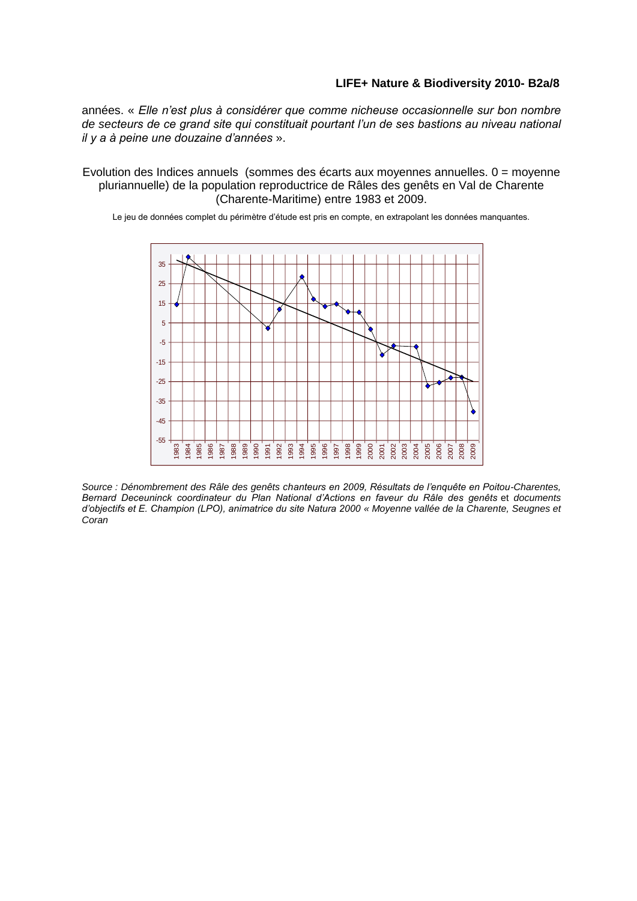années. « *Elle n'est plus à considérer que comme nicheuse occasionnelle sur bon nombre de secteurs de ce grand site qui constituait pourtant l'un de ses bastions au niveau national il y a à peine une douzaine d'années* ».

Evolution des Indices annuels (sommes des écarts aux moyennes annuelles. 0 = moyenne pluriannuelle) de la population reproductrice de Râles des genêts en Val de Charente (Charente-Maritime) entre 1983 et 2009.

Le jeu de données complet du périmètre d'étude est pris en compte, en extrapolant les données manquantes.

*Source : Dénombrement des Râle des genêts chanteurs en 2009, Résultats de l'enquête en Poitou-Charentes, Bernard Deceuninck coordinateur du Plan National d'Actions en faveur du Râle des genêts* et *documents d'objectifs et E. Champion (LPO), animatrice du site Natura 2000 « Moyenne vallée de la Charente, Seugnes et Coran*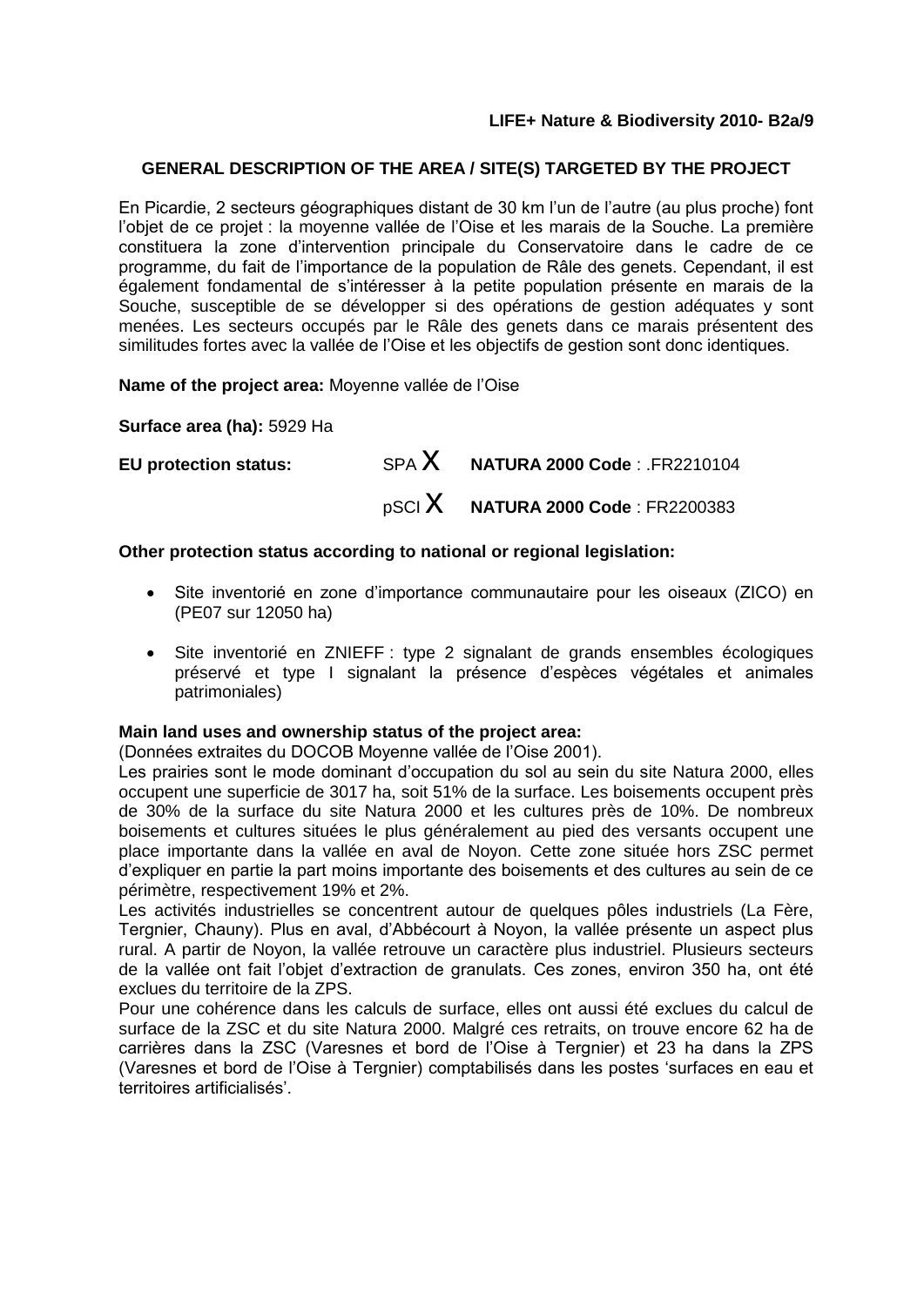**LIFE+ Nature & Biodiversity 2010- B2a/9**

**GENERAL DESCRIPTION OF THE AREA / SITE(S) TARGETED BY THE PROJECT**

En Picardie, 2 secteurs géographiques distant de 30 km l'un de l'autre (au plus proche) font l'objet de ce projet : la moyenne vallée de l'Oise et les marais de la Souche. La première constituera la zone d'intervention principale du Conservatoire dans le cadre de ce programme, du fait de l'importance de la population de Râle des genets. Cependant, il est également fondamental de s'intéresser à la petite population présente en marais de la Souche, susceptible de se développer si des opérations de gestion adéquates y sont menées. Les secteurs occupés par le Râle des genets dans ce marais présentent des similitudes fortes avec la vallée de l'Oise et les objectifs de gestion sont donc identiques.

**Name of the project area:** Moyenne vallée de l'Oise

**Surface area (ha):** 5929 Ha

**EU protection status:** SPA X **NATURA 2000 Code** : .FR2210104

pSCI X **NATURA 2000 Code** : FR2200383

**Other protection status according to national or regional legislation:**

- Site inventorié en zone d'importance communautaire pour les oiseaux (ZICO) en (PE07 sur 12050 ha)
- Site inventorié en ZNIEFF : type 2 signalant de grands ensembles écologiques préservé et type I signalant la présence d'espèces végétales et animales patrimoniales)

**Main land uses and ownership status of the project area:**
(Données extraites du DOCOB Moyenne vallée de l'Oise 2001).

Les prairies sont le mode dominant d'occupation du sol au sein du site Natura 2000, elles occupent une superficie de 3017 ha, soit 51% de la surface. Les boisements occupent près de 30% de la surface du site Natura 2000 et les cultures près de 10%. De nombreux boisements et cultures situées le plus généralement au pied des versants occupent une place importante dans la vallée en aval de Noyon. Cette zone située hors ZSC permet d'expliquer en partie la part moins importante des boisements et des cultures au sein de ce périmètre, respectivement 19% et 2%.

Les activités industrielles se concentrent autour de quelques pôles industriels (La Fère, Tergnier, Chauny). Plus en aval, d'Abbécourt à Noyon, la vallée présente un aspect plus rural. A partir de Noyon, la vallée retrouve un caractère plus industriel. Plusieurs secteurs de la vallée ont fait l'objet d'extraction de granulats. Ces zones, environ 350 ha, ont été exclues du territoire de la ZPS.

Pour une cohérence dans les calculs de surface, elles ont aussi été exclues du calcul de surface de la ZSC et du site Natura 2000. Malgré ces retraits, on trouve encore 62 ha de carrières dans la ZSC (Varesnes et bord de l'Oise à Tergnier) et 23 ha dans la ZPS (Varesnes et bord de l'Oise à Tergnier) comptabilisés dans les postes 'surfaces en eau et territoires artificialisés'.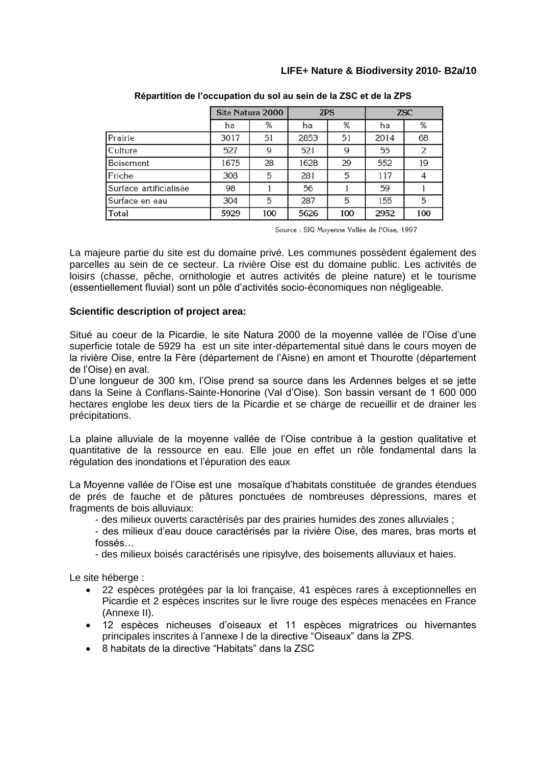**Répartition de l'occupation du sol au sein de la ZSC et de la ZPS**

| | Site Natura 2000 | | ZPS | | ZSC | |
|---|---|---|---|---|---|---|
| | ha | % | ha | % | ha | % |
| Prairie | 3017 | 51 | 2853 | 51 | 2014 | 68 |
| Culture | 527 | 9 | 521 | 9 | 55 | 2 |
| Boisement | 1675 | 28 | 1628 | 29 | 552 | 19 |
| Friche | 308 | 5 | 281 | 5 | 117 | 4 |
| Surface artificialisée | 98 | 1 | 56 | 1 | 59 | 1 |
| Surface en eau | 304 | 5 | 287 | 5 | 155 | 5 |
| **Total** | **5929** | **100** | **5626** | **100** | **2952** | **100** |

Source : SIG Moyenne Vallée de l'Oise, 1997

La majeure partie du site est du domaine privé. Les communes possèdent également des parcelles au sein de ce secteur. La rivière Oise est du domaine public. Les activités de loisirs (chasse, pêche, ornithologie et autres activités de pleine nature) et le tourisme (essentiellement fluvial) sont un pôle d'activités socio-économiques non négligeable.

**Scientific description of project area:**

Situé au coeur de la Picardie, le site Natura 2000 de la moyenne vallée de l'Oise d'une superficie totale de 5929 ha est un site inter-départemental situé dans le cours moyen de la rivière Oise, entre la Fère (département de l'Aisne) en amont et Thourotte (département de l'Oise) en aval.
D'une longueur de 300 km, l'Oise prend sa source dans les Ardennes belges et se jette dans la Seine à Conflans-Sainte-Honorine (Val d'Oise). Son bassin versant de 1 600 000 hectares englobe les deux tiers de la Picardie et se charge de recueillir et de drainer les précipitations.

La plaine alluviale de la moyenne vallée de l'Oise contribue à la gestion qualitative et quantitative de la ressource en eau. Elle joue en effet un rôle fondamental dans la régulation des inondations et l'épuration des eaux

La Moyenne vallée de l'Oise est une mosaïque d'habitats constituée de grandes étendues de prés de fauche et de pâtures ponctuées de nombreuses dépressions, mares et fragments de bois alluviaux:
- des milieux ouverts caractérisés par des prairies humides des zones alluviales ;
- des milieux d'eau douce caractérisés par la rivière Oise, des mares, bras morts et fossés…
- des milieux boisés caractérisés une ripisylve, des boisements alluviaux et haies.

Le site héberge :

- 22 espèces protégées par la loi française, 41 espèces rares à exceptionnelles en Picardie et 2 espèces inscrites sur le livre rouge des espèces menacées en France (Annexe II).
- 12 espèces nicheuses d'oiseaux et 11 espèces migratrices ou hivernantes principales inscrites à l'annexe I de la directive "Oiseaux" dans la ZPS.
- 8 habitats de la directive "Habitats" dans la ZSC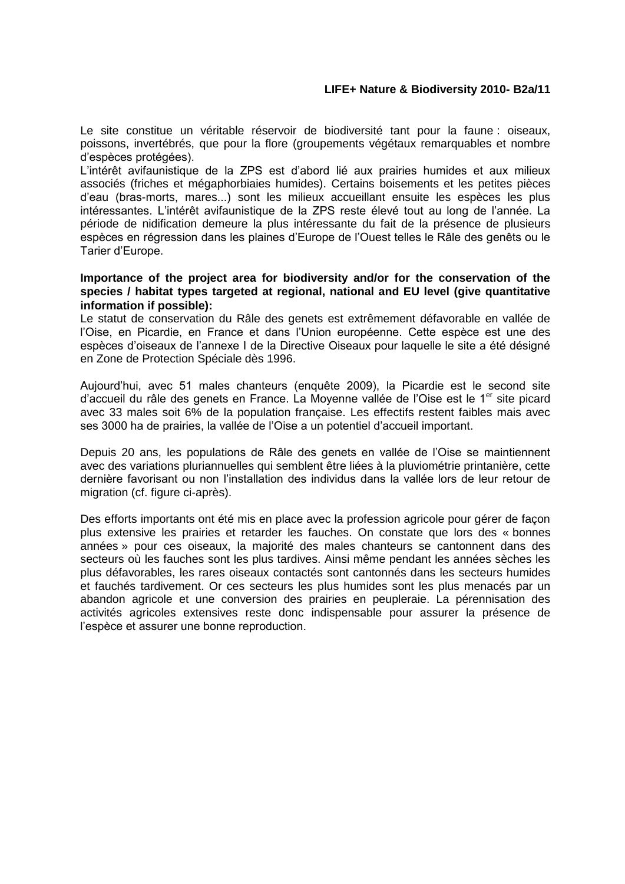Le site constitue un véritable réservoir de biodiversité tant pour la faune : oiseaux, poissons, invertébrés, que pour la flore (groupements végétaux remarquables et nombre d'espèces protégées).

L'intérêt avifaunistique de la ZPS est d'abord lié aux prairies humides et aux milieux associés (friches et mégaphorbiaies humides). Certains boisements et les petites pièces d'eau (bras-morts, mares...) sont les milieux accueillant ensuite les espèces les plus intéressantes. L'intérêt avifaunistique de la ZPS reste élevé tout au long de l'année. La période de nidification demeure la plus intéressante du fait de la présence de plusieurs espèces en régression dans les plaines d'Europe de l'Ouest telles le Râle des genêts ou le Tarier d'Europe.

**Importance of the project area for biodiversity and/or for the conservation of the species / habitat types targeted at regional, national and EU level (give quantitative information if possible):**

Le statut de conservation du Râle des genets est extrêmement défavorable en vallée de l'Oise, en Picardie, en France et dans l'Union européenne. Cette espèce est une des espèces d'oiseaux de l'annexe I de la Directive Oiseaux pour laquelle le site a été désigné en Zone de Protection Spéciale dès 1996.

Aujourd'hui, avec 51 males chanteurs (enquête 2009), la Picardie est le second site d'accueil du râle des genets en France. La Moyenne vallée de l'Oise est le 1[er] site picard avec 33 males soit 6% de la population française. Les effectifs restent faibles mais avec ses 3000 ha de prairies, la vallée de l'Oise a un potentiel d'accueil important.

Depuis 20 ans, les populations de Râle des genets en vallée de l'Oise se maintiennent avec des variations pluriannuelles qui semblent être liées à la pluviométrie printanière, cette dernière favorisant ou non l'installation des individus dans la vallée lors de leur retour de migration (cf. figure ci-après).

Des efforts importants ont été mis en place avec la profession agricole pour gérer de façon plus extensive les prairies et retarder les fauches. On constate que lors des « bonnes années » pour ces oiseaux, la majorité des males chanteurs se cantonnent dans des secteurs où les fauches sont les plus tardives. Ainsi même pendant les années sèches les plus défavorables, les rares oiseaux contactés sont cantonnés dans les secteurs humides et fauchés tardivement. Or ces secteurs les plus humides sont les plus menacés par un abandon agricole et une conversion des prairies en peupleraie. La pérennisation des activités agricoles extensives reste donc indispensable pour assurer la présence de l'espèce et assurer une bonne reproduction.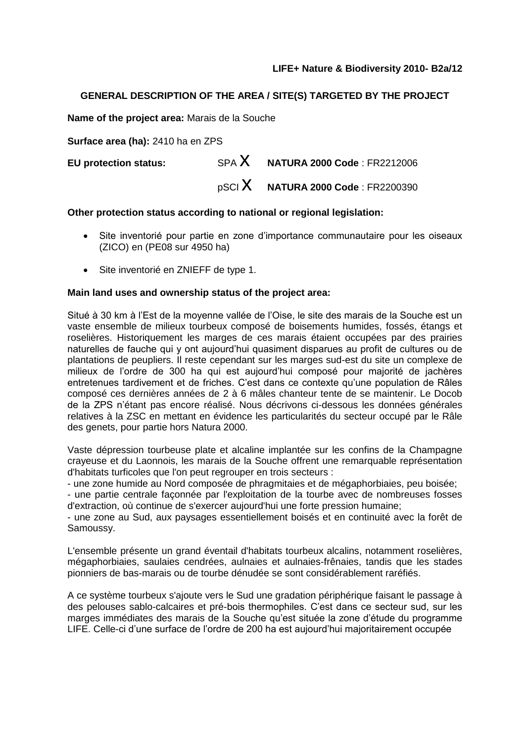**LIFE+ Nature & Biodiversity 2010- B2a/12**

**GENERAL DESCRIPTION OF THE AREA / SITE(S) TARGETED BY THE PROJECT**

**Name of the project area:** Marais de la Souche

**Surface area (ha):** 2410 ha en ZPS

| **EU protection status:** | SPA X | **NATURA 2000 Code** : FR2212006 |
|---|---|---|
| | pSCI X | **NATURA 2000 Code** : FR2200390 |

**Other protection status according to national or regional legislation:**

- Site inventorié pour partie en zone d'importance communautaire pour les oiseaux (ZICO) en (PE08 sur 4950 ha)
- Site inventorié en ZNIEFF de type 1.

**Main land uses and ownership status of the project area:**

Situé à 30 km à l'Est de la moyenne vallée de l'Oise, le site des marais de la Souche est un vaste ensemble de milieux tourbeux composé de boisements humides, fossés, étangs et roselières. Historiquement les marges de ces marais étaient occupées par des prairies naturelles de fauche qui y ont aujourd'hui quasiment disparues au profit de cultures ou de plantations de peupliers. Il reste cependant sur les marges sud-est du site un complexe de milieux de l'ordre de 300 ha qui est aujourd'hui composé pour majorité de jachères entretenues tardivement et de friches. C'est dans ce contexte qu'une population de Râles composé ces dernières années de 2 à 6 mâles chanteur tente de se maintenir. Le Docob de la ZPS n'étant pas encore réalisé. Nous décrivons ci-dessous les données générales relatives à la ZSC en mettant en évidence les particularités du secteur occupé par le Râle des genets, pour partie hors Natura 2000.

Vaste dépression tourbeuse plate et alcaline implantée sur les confins de la Champagne crayeuse et du Laonnois, les marais de la Souche offrent une remarquable représentation d'habitats turficoles que l'on peut regrouper en trois secteurs :
- une zone humide au Nord composée de phragmitaies et de mégaphorbiaies, peu boisée;
- une partie centrale façonnée par l'exploitation de la tourbe avec de nombreuses fosses d'extraction, où continue de s'exercer aujourd'hui une forte pression humaine;
- une zone au Sud, aux paysages essentiellement boisés et en continuité avec la forêt de Samoussy.

L'ensemble présente un grand éventail d'habitats tourbeux alcalins, notamment roselières, mégaphorbiaies, saulaies cendrées, aulnaies et aulnaies-frênaies, tandis que les stades pionniers de bas-marais ou de tourbe dénudée se sont considérablement raréfiés.

A ce système tourbeux s'ajoute vers le Sud une gradation périphérique faisant le passage à des pelouses sablo-calcaires et pré-bois thermophiles. C'est dans ce secteur sud, sur les marges immédiates des marais de la Souche qu'est située la zone d'étude du programme LIFE. Celle-ci d'une surface de l'ordre de 200 ha est aujourd'hui majoritairement occupée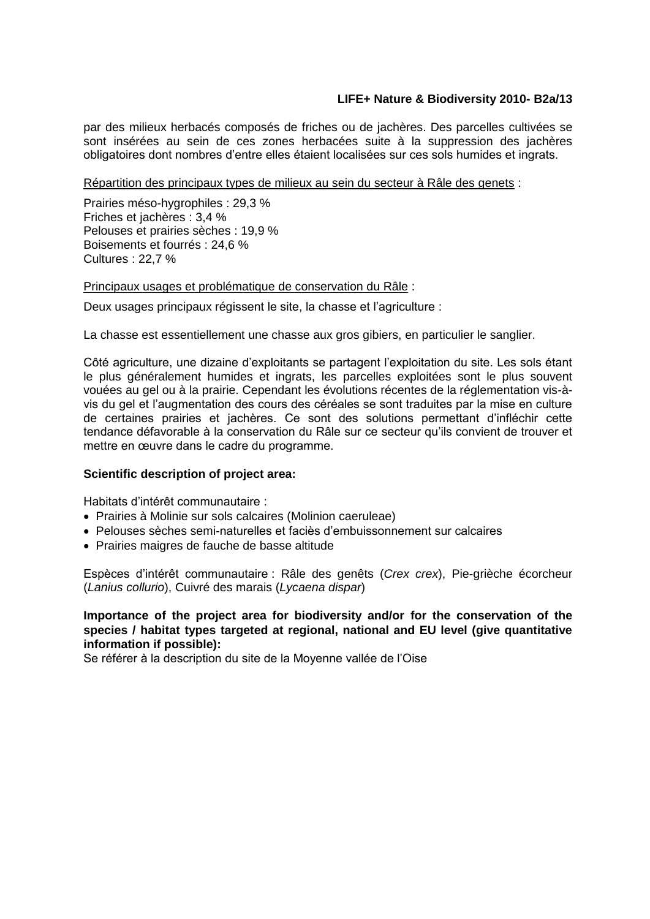par des milieux herbacés composés de friches ou de jachères. Des parcelles cultivées se sont insérées au sein de ces zones herbacées suite à la suppression des jachères obligatoires dont nombres d'entre elles étaient localisées sur ces sols humides et ingrats.

<u>Répartition des principaux types de milieux au sein du secteur à Râle des genets</u> :

Prairies méso-hygrophiles : 29,3 %
Friches et jachères : 3,4 %
Pelouses et prairies sèches : 19,9 %
Boisements et fourrés : 24,6 %
Cultures : 22,7 %

<u>Principaux usages et problématique de conservation du Râle</u> :

Deux usages principaux régissent le site, la chasse et l'agriculture :

La chasse est essentiellement une chasse aux gros gibiers, en particulier le sanglier.

Côté agriculture, une dizaine d'exploitants se partagent l'exploitation du site. Les sols étant le plus généralement humides et ingrats, les parcelles exploitées sont le plus souvent vouées au gel ou à la prairie. Cependant les évolutions récentes de la réglementation vis-à-vis du gel et l'augmentation des cours des céréales se sont traduites par la mise en culture de certaines prairies et jachères. Ce sont des solutions permettant d'infléchir cette tendance défavorable à la conservation du Râle sur ce secteur qu'ils convient de trouver et mettre en œuvre dans le cadre du programme.

**Scientific description of project area:**

Habitats d'intérêt communautaire :

- Prairies à Molinie sur sols calcaires (Molinion caeruleae)
- Pelouses sèches semi-naturelles et faciès d'embuissonnement sur calcaires
- Prairies maigres de fauche de basse altitude

Espèces d'intérêt communautaire : Râle des genêts (*Crex crex*), Pie-grièche écorcheur (*Lanius collurio*), Cuivré des marais (*Lycaena dispar*)

**Importance of the project area for biodiversity and/or for the conservation of the species / habitat types targeted at regional, national and EU level (give quantitative information if possible):**

Se référer à la description du site de la Moyenne vallée de l'Oise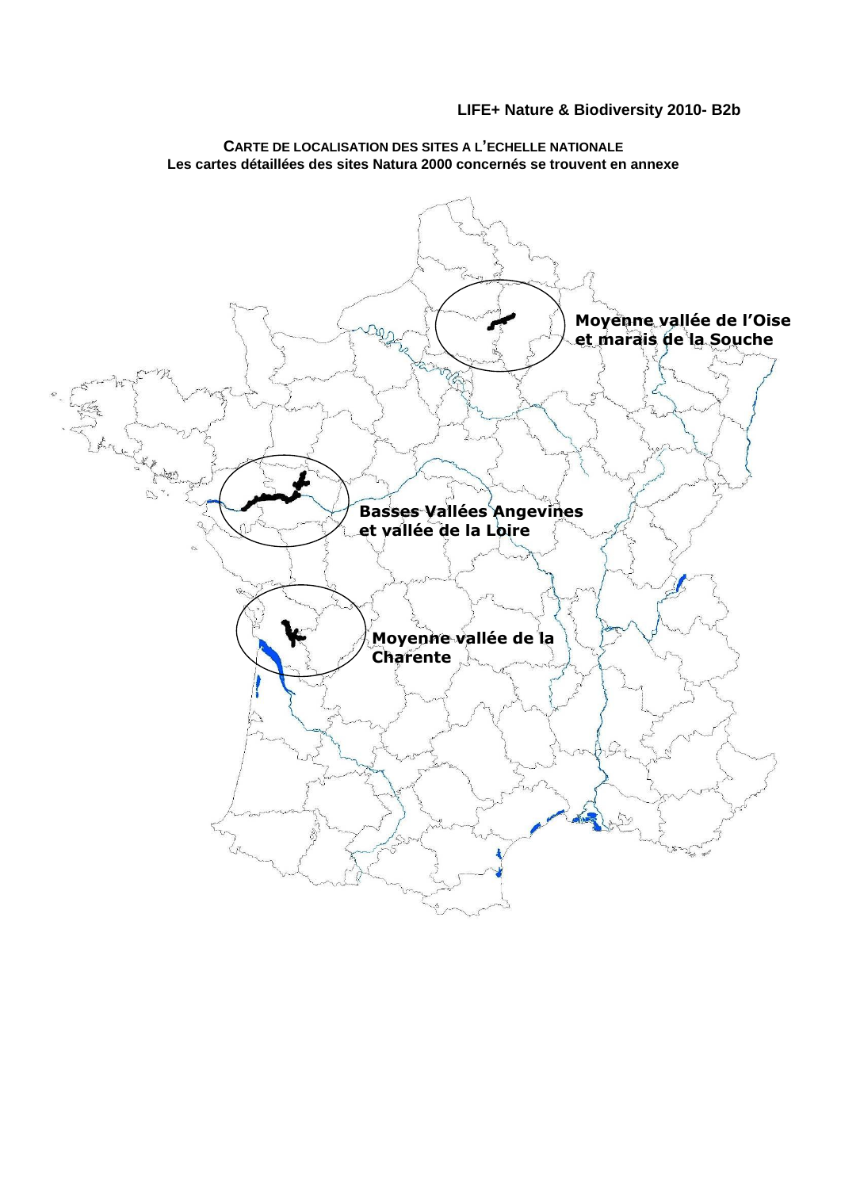LIFE+ Nature & Biodiversity 2010- B2b

**CARTE DE LOCALISATION DES SITES A L'ECHELLE NATIONALE**

**Les cartes détaillées des sites Natura 2000 concernés se trouvent en annexe**

Moyenne vallée de l'Oise et marais de la Souche

Basses Vallées Angevines et vallée de la Loire

Moyenne vallée de la Charente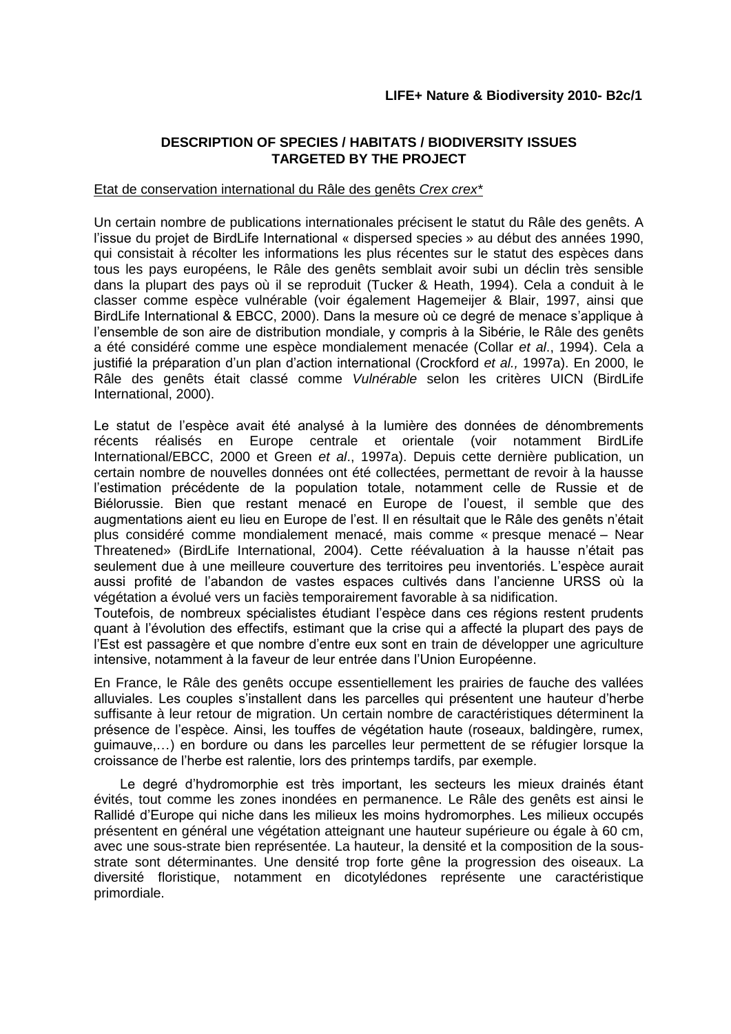**LIFE+ Nature & Biodiversity 2010- B2c/1**

**DESCRIPTION OF SPECIES / HABITATS / BIODIVERSITY ISSUES TARGETED BY THE PROJECT**

Etat de conservation international du Râle des genêts *Crex crex**

Un certain nombre de publications internationales précisent le statut du Râle des genêts. A l'issue du projet de BirdLife International « dispersed species » au début des années 1990, qui consistait à récolter les informations les plus récentes sur le statut des espèces dans tous les pays européens, le Râle des genêts semblait avoir subi un déclin très sensible dans la plupart des pays où il se reproduit (Tucker & Heath, 1994). Cela a conduit à le classer comme espèce vulnérable (voir également Hagemeijer & Blair, 1997, ainsi que BirdLife International & EBCC, 2000). Dans la mesure où ce degré de menace s'applique à l'ensemble de son aire de distribution mondiale, y compris à la Sibérie, le Râle des genêts a été considéré comme une espèce mondialement menacée (Collar *et al*., 1994). Cela a justifié la préparation d'un plan d'action international (Crockford *et al.,* 1997a). En 2000, le Râle des genêts était classé comme *Vulnérable* selon les critères UICN (BirdLife International, 2000).

Le statut de l'espèce avait été analysé à la lumière des données de dénombrements récents réalisés en Europe centrale et orientale (voir notamment BirdLife International/EBCC, 2000 et Green *et al*., 1997a). Depuis cette dernière publication, un certain nombre de nouvelles données ont été collectées, permettant de revoir à la hausse l'estimation précédente de la population totale, notamment celle de Russie et de Biélorussie. Bien que restant menacé en Europe de l'ouest, il semble que des augmentations aient eu lieu en Europe de l'est. Il en résultait que le Râle des genêts n'était plus considéré comme mondialement menacé, mais comme « presque menacé – Near Threatened» (BirdLife International, 2004). Cette réévaluation à la hausse n'était pas seulement due à une meilleure couverture des territoires peu inventoriés. L'espèce aurait aussi profité de l'abandon de vastes espaces cultivés dans l'ancienne URSS où la végétation a évolué vers un faciès temporairement favorable à sa nidification.
Toutefois, de nombreux spécialistes étudiant l'espèce dans ces régions restent prudents quant à l'évolution des effectifs, estimant que la crise qui a affecté la plupart des pays de l'Est est passagère et que nombre d'entre eux sont en train de développer une agriculture intensive, notamment à la faveur de leur entrée dans l'Union Européenne.

En France, le Râle des genêts occupe essentiellement les prairies de fauche des vallées alluviales. Les couples s'installent dans les parcelles qui présentent une hauteur d'herbe suffisante à leur retour de migration. Un certain nombre de caractéristiques déterminent la présence de l'espèce. Ainsi, les touffes de végétation haute (roseaux, baldingère, rumex, guimauve,…) en bordure ou dans les parcelles leur permettent de se réfugier lorsque la croissance de l'herbe est ralentie, lors des printemps tardifs, par exemple.

Le degré d'hydromorphie est très important, les secteurs les mieux drainés étant évités, tout comme les zones inondées en permanence. Le Râle des genêts est ainsi le Rallidé d'Europe qui niche dans les milieux les moins hydromorphes. Les milieux occupés présentent en général une végétation atteignant une hauteur supérieure ou égale à 60 cm, avec une sous-strate bien représentée. La hauteur, la densité et la composition de la sous-strate sont déterminantes. Une densité trop forte gêne la progression des oiseaux. La diversité floristique, notamment en dicotylédones représente une caractéristique primordiale.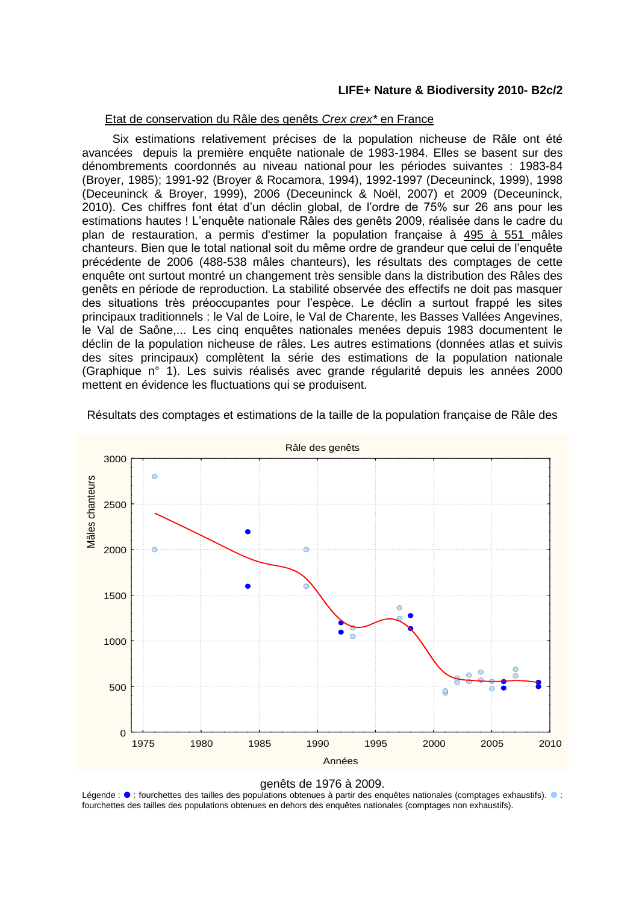**LIFE+ Nature & Biodiversity 2010- B2c/2**

Etat de conservation du Râle des genêts *Crex crex** en France

Six estimations relativement précises de la population nicheuse de Râle ont été avancées depuis la première enquête nationale de 1983-1984. Elles se basent sur des dénombrements coordonnés au niveau national pour les périodes suivantes : 1983-84 (Broyer, 1985); 1991-92 (Broyer & Rocamora, 1994), 1992-1997 (Deceuninck, 1999), 1998 (Deceuninck & Broyer, 1999), 2006 (Deceuninck & Noël, 2007) et 2009 (Deceuninck, 2010). Ces chiffres font état d'un déclin global, de l'ordre de 75% sur 26 ans pour les estimations hautes ! L'enquête nationale Râles des genêts 2009, réalisée dans le cadre du plan de restauration, a permis d'estimer la population française à 495 à 551 mâles chanteurs. Bien que le total national soit du même ordre de grandeur que celui de l'enquête précédente de 2006 (488-538 mâles chanteurs), les résultats des comptages de cette enquête ont surtout montré un changement très sensible dans la distribution des Râles des genêts en période de reproduction. La stabilité observée des effectifs ne doit pas masquer des situations très préoccupantes pour l'espèce. Le déclin a surtout frappé les sites principaux traditionnels : le Val de Loire, le Val de Charente, les Basses Vallées Angevines, le Val de Saône,... Les cinq enquêtes nationales menées depuis 1983 documentent le déclin de la population nicheuse de râles. Les autres estimations (données atlas et suivis des sites principaux) complètent la série des estimations de la population nationale (Graphique n° 1). Les suivis réalisés avec grande régularité depuis les années 2000 mettent en évidence les fluctuations qui se produisent.

Résultats des comptages et estimations de la taille de la population française de Râle des genêts de 1976 à 2009.

Légende : ● : fourchettes des tailles des populations obtenues à partir des enquêtes nationales (comptages exhaustifs). ● : fourchettes des tailles des populations obtenues en dehors des enquêtes nationales (comptages non exhaustifs).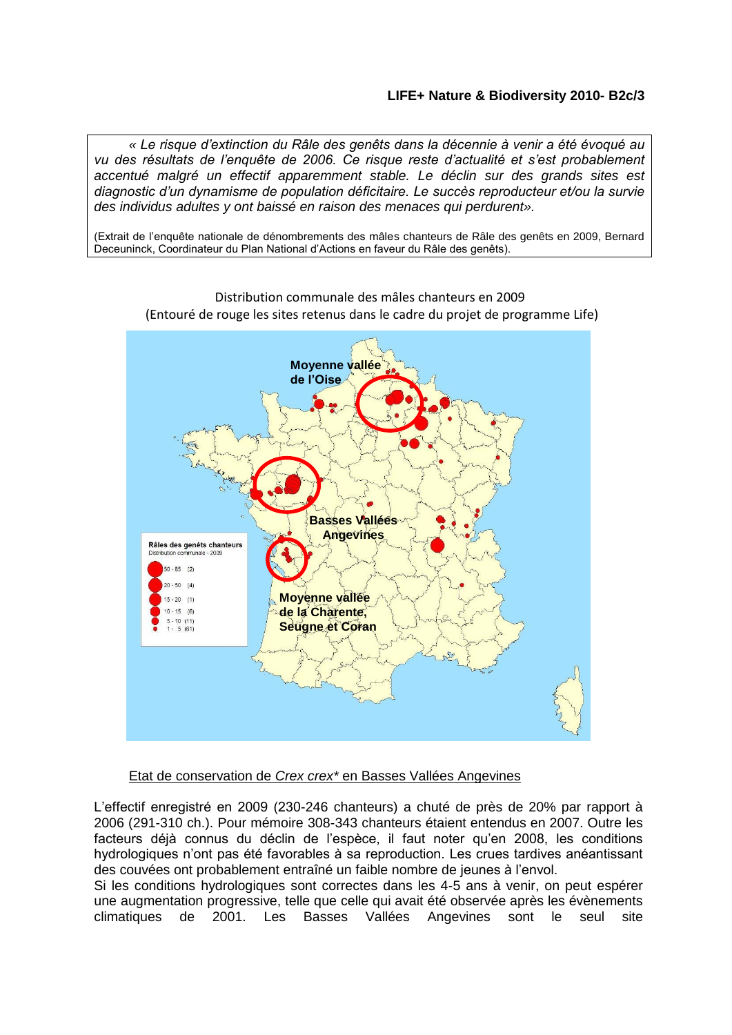> *« Le risque d'extinction du Râle des genêts dans la décennie à venir a été évoqué au vu des résultats de l'enquête de 2006. Ce risque reste d'actualité et s'est probablement accentué malgré un effectif apparemment stable. Le déclin sur des grands sites est diagnostic d'un dynamisme de population déficitaire. Le succès reproducteur et/ou la survie des individus adultes y ont baissé en raison des menaces qui perdurent».*
>
> (Extrait de l'enquête nationale de dénombrements des mâles chanteurs de Râle des genêts en 2009, Bernard Deceuninck, Coordinateur du Plan National d'Actions en faveur du Râle des genêts).

Distribution communale des mâles chanteurs en 2009
(Entouré de rouge les sites retenus dans le cadre du projet de programme Life)

Moyenne vallée de l'Oise

Basses Vallées Angevines

Moyenne vallée de la Charente, Seugne et Coran

Râles des genêts chanteurs
Distribution communale - 2009

- 50 - 85 (2)
- 20 - 50 (4)
- 15 - 20 (1)
- 10 - 15 (6)
- 5 - 10 (11)
- 1 - 5 (61)

<u>Etat de conservation de *Crex crex** en Basses Vallées Angevines</u>

L'effectif enregistré en 2009 (230-246 chanteurs) a chuté de près de 20% par rapport à 2006 (291-310 ch.). Pour mémoire 308-343 chanteurs étaient entendus en 2007. Outre les facteurs déjà connus du déclin de l'espèce, il faut noter qu'en 2008, les conditions hydrologiques n'ont pas été favorables à sa reproduction. Les crues tardives anéantissant des couvées ont probablement entraîné un faible nombre de jeunes à l'envol.
Si les conditions hydrologiques sont correctes dans les 4-5 ans à venir, on peut espérer une augmentation progressive, telle que celle qui avait été observée après les évènements climatiques de 2001. Les Basses Vallées Angevines sont le seul site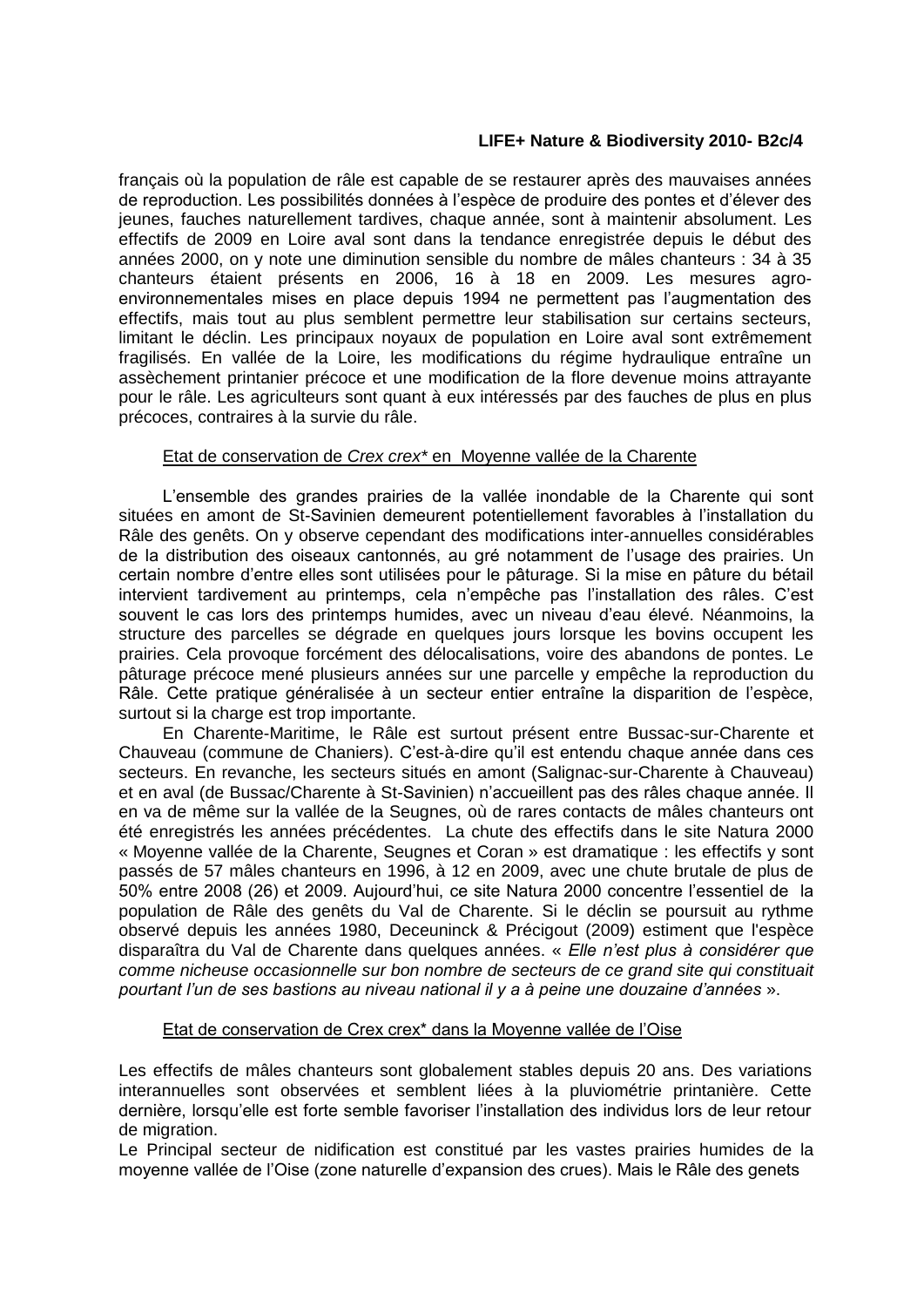français où la population de râle est capable de se restaurer après des mauvaises années de reproduction. Les possibilités données à l'espèce de produire des pontes et d'élever des jeunes, fauches naturellement tardives, chaque année, sont à maintenir absolument. Les effectifs de 2009 en Loire aval sont dans la tendance enregistrée depuis le début des années 2000, on y note une diminution sensible du nombre de mâles chanteurs : 34 à 35 chanteurs étaient présents en 2006, 16 à 18 en 2009. Les mesures agro-environnementales mises en place depuis 1994 ne permettent pas l'augmentation des effectifs, mais tout au plus semblent permettre leur stabilisation sur certains secteurs, limitant le déclin. Les principaux noyaux de population en Loire aval sont extrêmement fragilisés. En vallée de la Loire, les modifications du régime hydraulique entraîne un assèchement printanier précoce et une modification de la flore devenue moins attrayante pour le râle. Les agriculteurs sont quant à eux intéressés par des fauches de plus en plus précoces, contraires à la survie du râle.

Etat de conservation de *Crex crex** en Moyenne vallée de la Charente

L'ensemble des grandes prairies de la vallée inondable de la Charente qui sont situées en amont de St-Savinien demeurent potentiellement favorables à l'installation du Râle des genêts. On y observe cependant des modifications inter-annuelles considérables de la distribution des oiseaux cantonnés, au gré notamment de l'usage des prairies. Un certain nombre d'entre elles sont utilisées pour le pâturage. Si la mise en pâture du bétail intervient tardivement au printemps, cela n'empêche pas l'installation des râles. C'est souvent le cas lors des printemps humides, avec un niveau d'eau élevé. Néanmoins, la structure des parcelles se dégrade en quelques jours lorsque les bovins occupent les prairies. Cela provoque forcément des délocalisations, voire des abandons de pontes. Le pâturage précoce mené plusieurs années sur une parcelle y empêche la reproduction du Râle. Cette pratique généralisée à un secteur entier entraîne la disparition de l'espèce, surtout si la charge est trop importante.

En Charente-Maritime, le Râle est surtout présent entre Bussac-sur-Charente et Chauveau (commune de Chaniers). C'est-à-dire qu'il est entendu chaque année dans ces secteurs. En revanche, les secteurs situés en amont (Salignac-sur-Charente à Chauveau) et en aval (de Bussac/Charente à St-Savinien) n'accueillent pas des râles chaque année. Il en va de même sur la vallée de la Seugnes, où de rares contacts de mâles chanteurs ont été enregistrés les années précédentes. La chute des effectifs dans le site Natura 2000 « Moyenne vallée de la Charente, Seugnes et Coran » est dramatique : les effectifs y sont passés de 57 mâles chanteurs en 1996, à 12 en 2009, avec une chute brutale de plus de 50% entre 2008 (26) et 2009. Aujourd'hui, ce site Natura 2000 concentre l'essentiel de la population de Râle des genêts du Val de Charente. Si le déclin se poursuit au rythme observé depuis les années 1980, Deceuninck & Précigout (2009) estiment que l'espèce disparaîtra du Val de Charente dans quelques années. « *Elle n'est plus à considérer que comme nicheuse occasionnelle sur bon nombre de secteurs de ce grand site qui constituait pourtant l'un de ses bastions au niveau national il y a à peine une douzaine d'années* ».

Etat de conservation de Crex crex* dans la Moyenne vallée de l'Oise

Les effectifs de mâles chanteurs sont globalement stables depuis 20 ans. Des variations interannuelles sont observées et semblent liées à la pluviométrie printanière. Cette dernière, lorsqu'elle est forte semble favoriser l'installation des individus lors de leur retour de migration.

Le Principal secteur de nidification est constitué par les vastes prairies humides de la moyenne vallée de l'Oise (zone naturelle d'expansion des crues). Mais le Râle des genets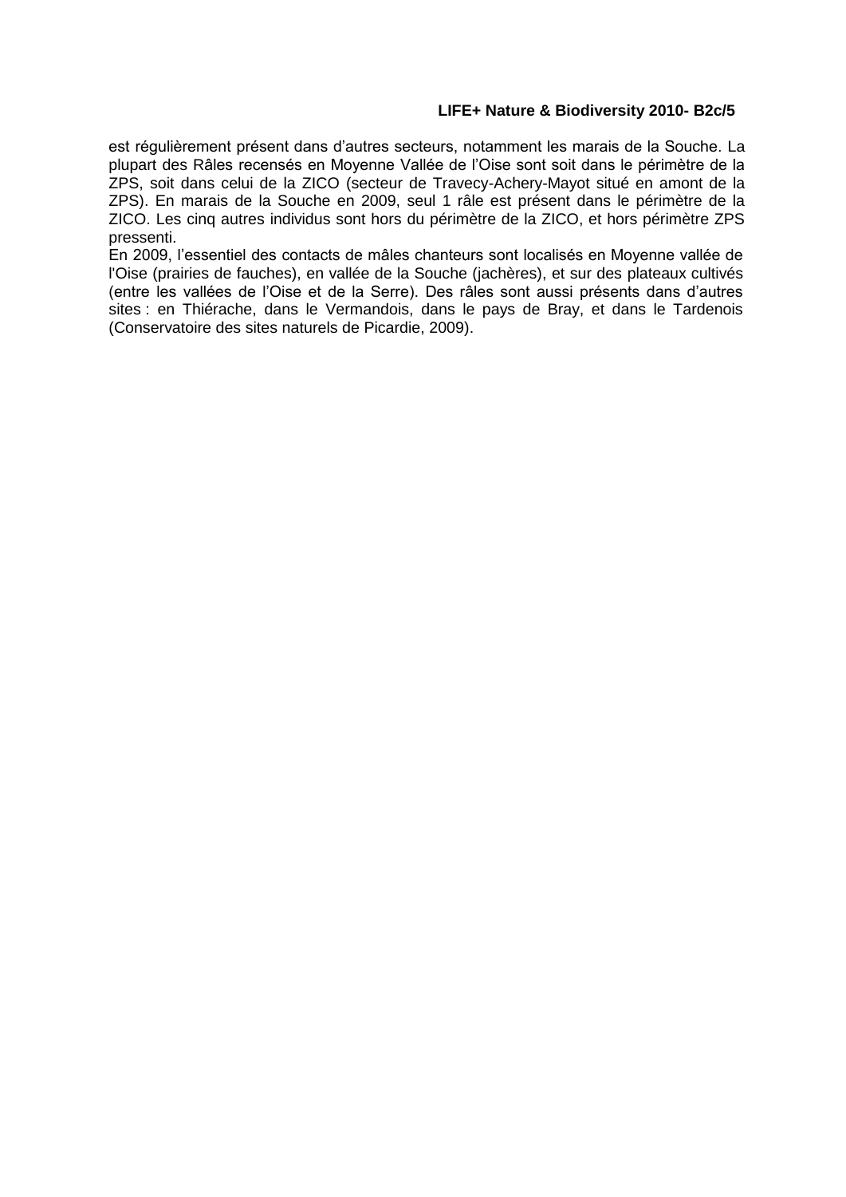est régulièrement présent dans d'autres secteurs, notamment les marais de la Souche. La plupart des Râles recensés en Moyenne Vallée de l'Oise sont soit dans le périmètre de la ZPS, soit dans celui de la ZICO (secteur de Travecy-Achery-Mayot situé en amont de la ZPS). En marais de la Souche en 2009, seul 1 râle est présent dans le périmètre de la ZICO. Les cinq autres individus sont hors du périmètre de la ZICO, et hors périmètre ZPS pressenti.

En 2009, l'essentiel des contacts de mâles chanteurs sont localisés en Moyenne vallée de l'Oise (prairies de fauches), en vallée de la Souche (jachères), et sur des plateaux cultivés (entre les vallées de l'Oise et de la Serre). Des râles sont aussi présents dans d'autres sites : en Thiérache, dans le Vermandois, dans le pays de Bray, et dans le Tardenois (Conservatoire des sites naturels de Picardie, 2009).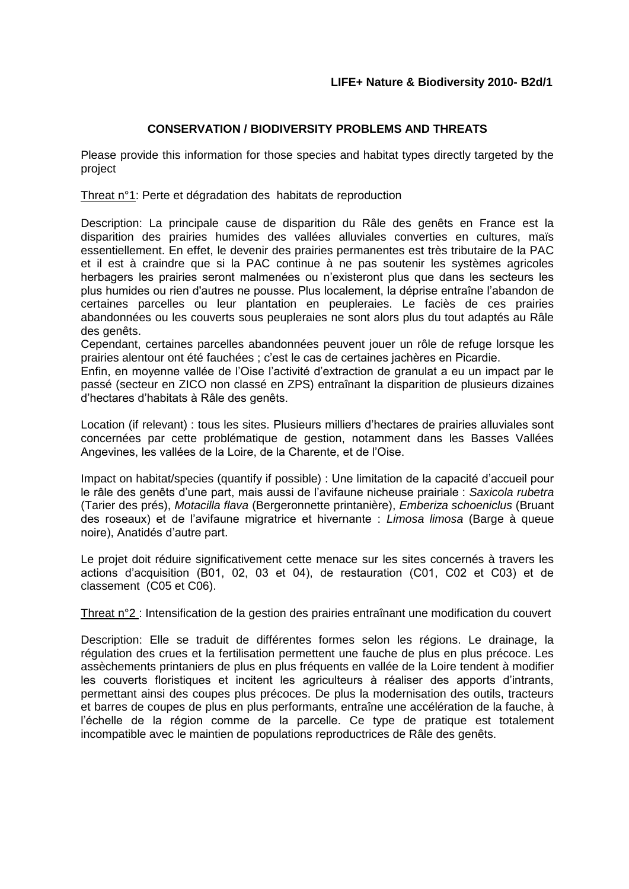**LIFE+ Nature & Biodiversity 2010- B2d/1**

**CONSERVATION / BIODIVERSITY PROBLEMS AND THREATS**

Please provide this information for those species and habitat types directly targeted by the project

Threat n°1: Perte et dégradation des habitats de reproduction

Description: La principale cause de disparition du Râle des genêts en France est la disparition des prairies humides des vallées alluviales converties en cultures, maïs essentiellement. En effet, le devenir des prairies permanentes est très tributaire de la PAC et il est à craindre que si la PAC continue à ne pas soutenir les systèmes agricoles herbagers les prairies seront malmenées ou n'existeront plus que dans les secteurs les plus humides ou rien d'autres ne pousse. Plus localement, la déprise entraîne l'abandon de certaines parcelles ou leur plantation en peupleraies. Le faciès de ces prairies abandonnées ou les couverts sous peupleraies ne sont alors plus du tout adaptés au Râle des genêts.
Cependant, certaines parcelles abandonnées peuvent jouer un rôle de refuge lorsque les prairies alentour ont été fauchées ; c'est le cas de certaines jachères en Picardie.
Enfin, en moyenne vallée de l'Oise l'activité d'extraction de granulat a eu un impact par le passé (secteur en ZICO non classé en ZPS) entraînant la disparition de plusieurs dizaines d'hectares d'habitats à Râle des genêts.

Location (if relevant) : tous les sites. Plusieurs milliers d'hectares de prairies alluviales sont concernées par cette problématique de gestion, notamment dans les Basses Vallées Angevines, les vallées de la Loire, de la Charente, et de l'Oise.

Impact on habitat/species (quantify if possible) : Une limitation de la capacité d'accueil pour le râle des genêts d'une part, mais aussi de l'avifaune nicheuse prairiale : *Saxicola rubetra* (Tarier des prés), *Motacilla flava* (Bergeronnette printanière), *Emberiza schoeniclus* (Bruant des roseaux) et de l'avifaune migratrice et hivernante : *Limosa limosa* (Barge à queue noire), Anatidés d'autre part.

Le projet doit réduire significativement cette menace sur les sites concernés à travers les actions d'acquisition (B01, 02, 03 et 04), de restauration (C01, C02 et C03) et de classement (C05 et C06).

Threat n°2 : Intensification de la gestion des prairies entraînant une modification du couvert

Description: Elle se traduit de différentes formes selon les régions. Le drainage, la régulation des crues et la fertilisation permettent une fauche de plus en plus précoce. Les assèchements printaniers de plus en plus fréquents en vallée de la Loire tendent à modifier les couverts floristiques et incitent les agriculteurs à réaliser des apports d'intrants, permettant ainsi des coupes plus précoces. De plus la modernisation des outils, tracteurs et barres de coupes de plus en plus performants, entraîne une accélération de la fauche, à l'échelle de la région comme de la parcelle. Ce type de pratique est totalement incompatible avec le maintien de populations reproductrices de Râle des genêts.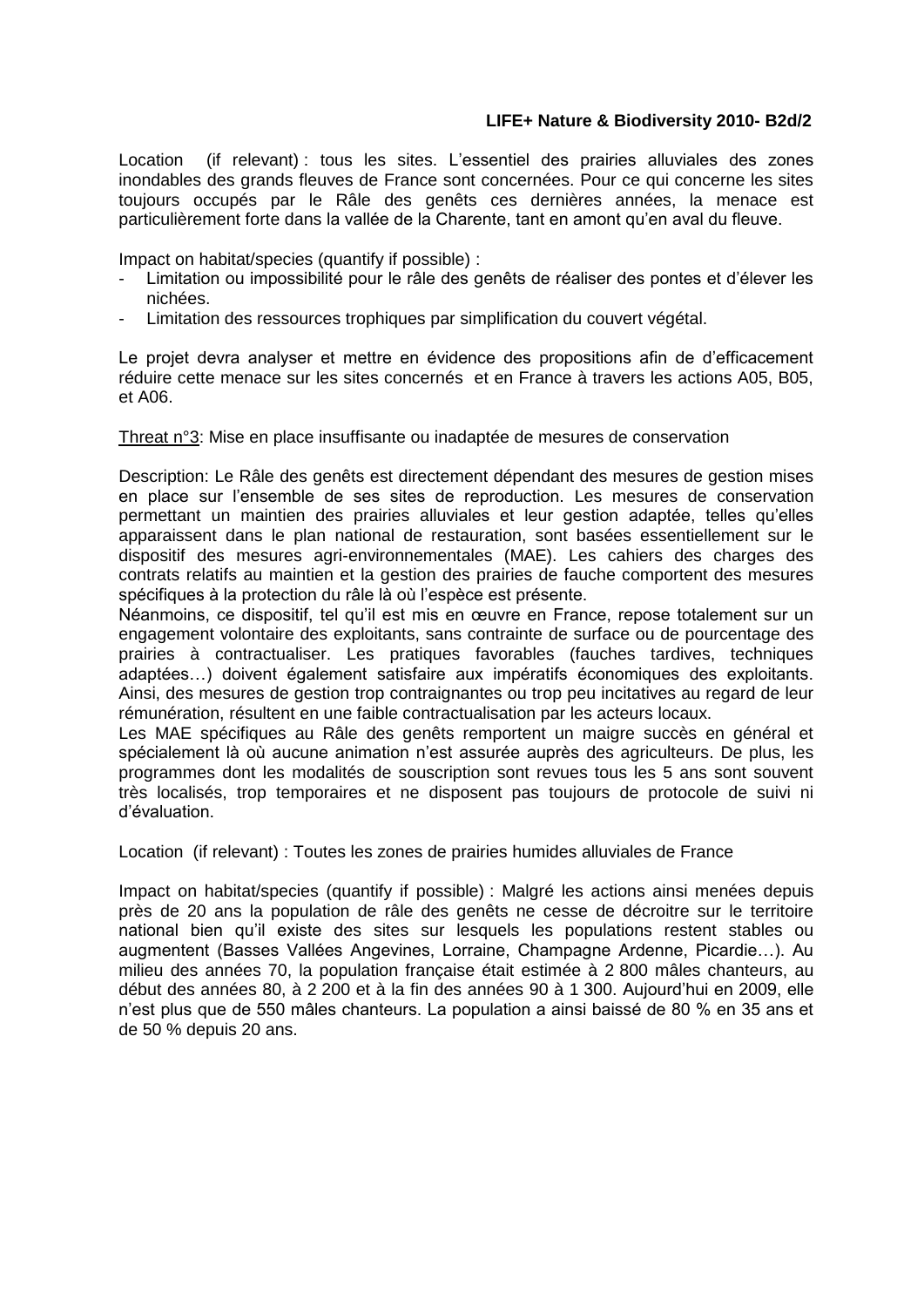Location (if relevant) : tous les sites. L'essentiel des prairies alluviales des zones inondables des grands fleuves de France sont concernées. Pour ce qui concerne les sites toujours occupés par le Râle des genêts ces dernières années, la menace est particulièrement forte dans la vallée de la Charente, tant en amont qu'en aval du fleuve.

Impact on habitat/species (quantify if possible) :

- Limitation ou impossibilité pour le râle des genêts de réaliser des pontes et d'élever les nichées.
- Limitation des ressources trophiques par simplification du couvert végétal.

Le projet devra analyser et mettre en évidence des propositions afin d'efficacement réduire cette menace sur les sites concernés et en France à travers les actions A05, B05, et A06.

<u>Threat n°3</u>: Mise en place insuffisante ou inadaptée de mesures de conservation

Description: Le Râle des genêts est directement dependant des mesures de gestion mises en place sur l'ensemble de ses sites de reproduction. Les mesures de conservation permettant un maintien des prairies alluviales et leur gestion adaptée, telles qu'elles apparaissent dans le plan national de restauration, sont basées essentiellement sur le dispositif des mesures agri-environnementales (MAE). Les cahiers des charges des contrats relatifs au maintien et la gestion des prairies de fauche comportent des mesures spécifiques à la protection du râle là où l'espèce est présente.
Néanmoins, ce dispositif, tel qu'il est mis en œuvre en France, repose totalement sur un engagement volontaire des exploitants, sans contrainte de surface ou de pourcentage des prairies à contractualiser. Les pratiques favorables (fauches tardives, techniques adaptées…) doivent également satisfaire aux impératifs économiques des exploitants. Ainsi, des mesures de gestion trop contraignantes ou trop peu incitatives au regard de leur rémunération, résultent en une faible contractualisation par les acteurs locaux.
Les MAE spécifiques au Râle des genêts remportent un maigre succès en général et spécialement là où aucune animation n'est assurée auprès des agriculteurs. De plus, les programmes dont les modalités de souscription sont revues tous les 5 ans sont souvent très localisés, trop temporaires et ne disposent pas toujours de protocole de suivi ni d'évaluation.

Location (if relevant) : Toutes les zones de prairies humides alluviales de France

Impact on habitat/species (quantify if possible) : Malgré les actions ainsi menées depuis près de 20 ans la population de râle des genêts ne cesse de décroitre sur le territoire national bien qu'il existe des sites sur lesquels les populations restent stables ou augmentent (Basses Vallées Angevines, Lorraine, Champagne Ardenne, Picardie…). Au milieu des années 70, la population française était estimée à 2 800 mâles chanteurs, au début des années 80, à 2 200 et à la fin des années 90 à 1 300. Aujourd'hui en 2009, elle n'est plus que de 550 mâles chanteurs. La population a ainsi baissé de 80 % en 35 ans et de 50 % depuis 20 ans.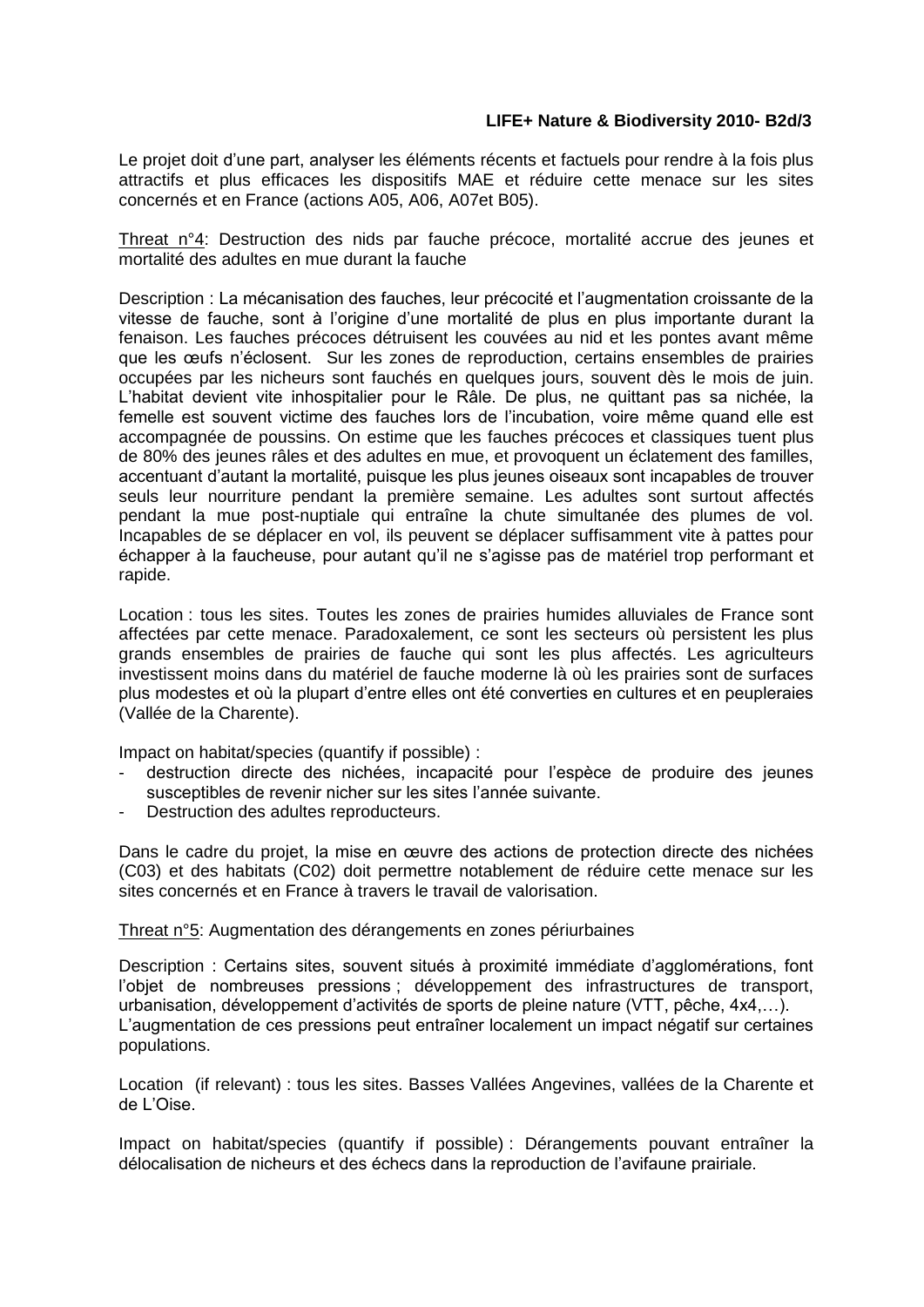Le projet doit d'une part, analyser les éléments récents et factuels pour rendre à la fois plus attractifs et plus efficaces les dispositifs MAE et réduire cette menace sur les sites concernés et en France (actions A05, A06, A07et B05).

<u>Threat n°4</u>: Destruction des nids par fauche précoce, mortalité accrue des jeunes et mortalité des adultes en mue durant la fauche

Description : La mécanisation des fauches, leur précocité et l'augmentation croissante de la vitesse de fauche, sont à l'origine d'une mortalité de plus en plus importante durant la fenaison. Les fauches précoces détruisent les couvées au nid et les pontes avant même que les œufs n'éclosent. Sur les zones de reproduction, certains ensembles de prairies occupées par les nicheurs sont fauchés en quelques jours, souvent dès le mois de juin. L'habitat devient vite inhospitalier pour le Râle. De plus, ne quittant pas sa nichée, la femelle est souvent victime des fauches lors de l'incubation, voire même quand elle est accompagnée de poussins. On estime que les fauches précoces et classiques tuent plus de 80% des jeunes râles et des adultes en mue, et provoquent un éclatement des familles, accentuant d'autant la mortalité, puisque les plus jeunes oiseaux sont incapables de trouver seuls leur nourriture pendant la première semaine. Les adultes sont surtout affectés pendant la mue post-nuptiale qui entraîne la chute simultanée des plumes de vol. Incapables de se déplacer en vol, ils peuvent se déplacer suffisamment vite à pattes pour échapper à la faucheuse, pour autant qu'il ne s'agisse pas de matériel trop performant et rapide.

Location : tous les sites. Toutes les zones de prairies humides alluviales de France sont affectées par cette menace. Paradoxalement, ce sont les secteurs où persistent les plus grands ensembles de prairies de fauche qui sont les plus affectés. Les agriculteurs investissent moins dans du matériel de fauche moderne là où les prairies sont de surfaces plus modestes et où la plupart d'entre elles ont été converties en cultures et en peupleraies (Vallée de la Charente).

Impact on habitat/species (quantify if possible) :

- destruction directe des nichées, incapacité pour l'espèce de produire des jeunes susceptibles de revenir nicher sur les sites l'année suivante.
- Destruction des adultes reproducteurs.

Dans le cadre du projet, la mise en œuvre des actions de protection directe des nichées (C03) et des habitats (C02) doit permettre notablement de réduire cette menace sur les sites concernés et en France à travers le travail de valorisation.

<u>Threat n°5</u>: Augmentation des dérangements en zones périurbaines

Description : Certains sites, souvent situés à proximité immédiate d'agglomérations, font l'objet de nombreuses pressions ; développement des infrastructures de transport, urbanisation, développement d'activités de sports de pleine nature (VTT, pêche, 4x4,…).
L'augmentation de ces pressions peut entraîner localement un impact négatif sur certaines populations.

Location (if relevant) : tous les sites. Basses Vallées Angevines, vallées de la Charente et de L'Oise.

Impact on habitat/species (quantify if possible) : Dérangements pouvant entraîner la délocalisation de nicheurs et des échecs dans la reproduction de l'avifaune prairiale.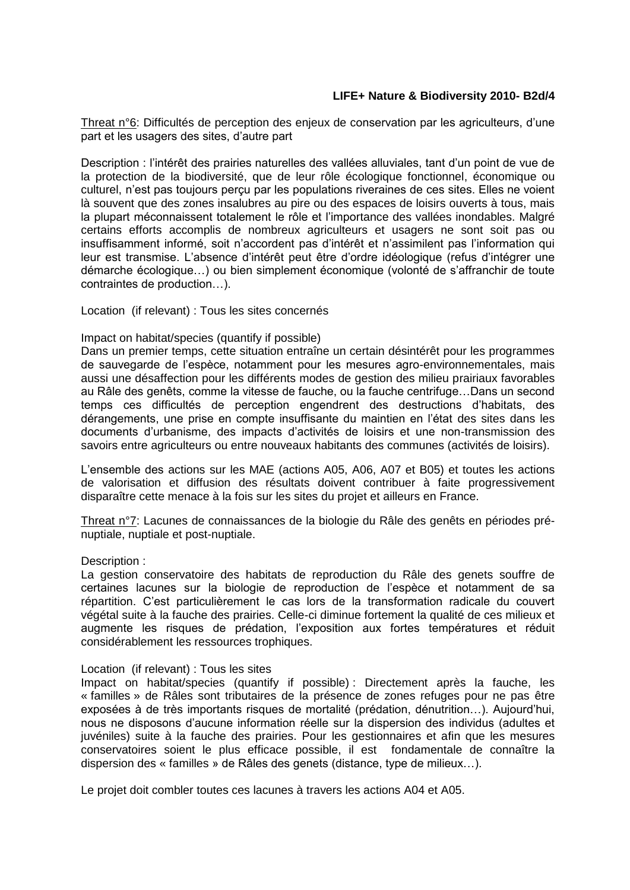Threat n°6: Difficultés de perception des enjeux de conservation par les agriculteurs, d'une part et les usagers des sites, d'autre part

Description : l'intérêt des prairies naturelles des vallées alluviales, tant d'un point de vue de la protection de la biodiversité, que de leur rôle écologique fonctionnel, économique ou culturel, n'est pas toujours perçu par les populations riveraines de ces sites. Elles ne voient là souvent que des zones insalubres au pire ou des espaces de loisirs ouverts à tous, mais la plupart méconnaissent totalement le rôle et l'importance des vallées inondables. Malgré certains efforts accomplis de nombreux agriculteurs et usagers ne sont soit pas ou insuffisamment informé, soit n'accordent pas d'intérêt et n'assimilent pas l'information qui leur est transmise. L'absence d'intérêt peut être d'ordre idéologique (refus d'intégrer une démarche écologique…) ou bien simplement économique (volonté de s'affranchir de toute contraintes de production…).

Location (if relevant) : Tous les sites concernés

Impact on habitat/species (quantify if possible)
Dans un premier temps, cette situation entraîne un certain désintérêt pour les programmes de sauvegarde de l'espèce, notamment pour les mesures agro-environnementales, mais aussi une désaffection pour les différents modes de gestion des milieu prairiaux favorables au Râle des genêts, comme la vitesse de fauche, ou la fauche centrifuge…Dans un second temps ces difficultés de perception engendrent des destructions d'habitats, des dérangements, une prise en compte insuffisante du maintien en l'état des sites dans les documents d'urbanisme, des impacts d'activités de loisirs et une non-transmission des savoirs entre agriculteurs ou entre nouveaux habitants des communes (activités de loisirs).

L'ensemble des actions sur les MAE (actions A05, A06, A07 et B05) et toutes les actions de valorisation et diffusion des résultats doivent contribuer à faite progressivement disparaître cette menace à la fois sur les sites du projet et ailleurs en France.

Threat n°7: Lacunes de connaissances de la biologie du Râle des genêts en périodes pré-nuptiale, nuptiale et post-nuptiale.

Description :
La gestion conservatoire des habitats de reproduction du Râle des genets souffre de certaines lacunes sur la biologie de reproduction de l'espèce et notamment de sa répartition. C'est particulièrement le cas lors de la transformation radicale du couvert végétal suite à la fauche des prairies. Celle-ci diminue fortement la qualité de ces milieux et augmente les risques de prédation, l'exposition aux fortes températures et réduit considérablement les ressources trophiques.

Location (if relevant) : Tous les sites
Impact on habitat/species (quantify if possible) : Directement après la fauche, les « familles » de Râles sont tributaires de la présence de zones refuges pour ne pas être exposées à de très importants risques de mortalité (prédation, dénutrition…). Aujourd'hui, nous ne disposons d'aucune information réelle sur la dispersion des individus (adultes et juvéniles) suite à la fauche des prairies. Pour les gestionnaires et afin que les mesures conservatoires soient le plus efficace possible, il est fondamentale de connaître la dispersion des « familles » de Râles des genets (distance, type de milieux…).

Le projet doit combler toutes ces lacunes à travers les actions A04 et A05.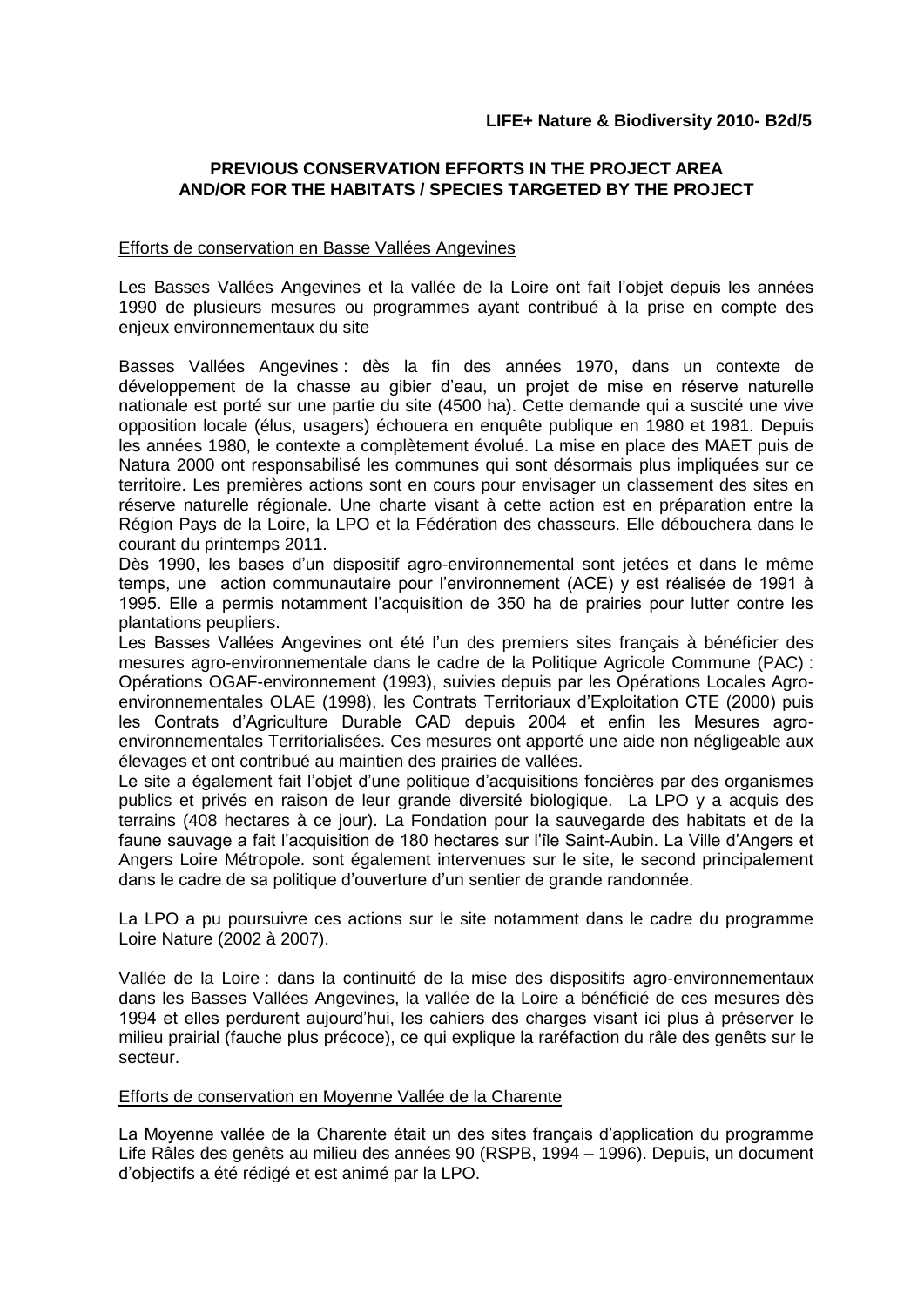**LIFE+ Nature & Biodiversity 2010- B2d/5**

**PREVIOUS CONSERVATION EFFORTS IN THE PROJECT AREA AND/OR FOR THE HABITATS / SPECIES TARGETED BY THE PROJECT**

Efforts de conservation en Basse Vallées Angevines

Les Basses Vallées Angevines et la vallée de la Loire ont fait l'objet depuis les années 1990 de plusieurs mesures ou programmes ayant contribué à la prise en compte des enjeux environnementaux du site

Basses Vallées Angevines : dès la fin des années 1970, dans un contexte de développement de la chasse au gibier d'eau, un projet de mise en réserve naturelle nationale est porté sur une partie du site (4500 ha). Cette demande qui a suscité une vive opposition locale (élus, usagers) échouera en enquête publique en 1980 et 1981. Depuis les années 1980, le contexte a complètement évolué. La mise en place des MAET puis de Natura 2000 ont responsabilisé les communes qui sont désormais plus impliquées sur ce territoire. Les premières actions sont en cours pour envisager un classement des sites en réserve naturelle régionale. Une charte visant à cette action est en préparation entre la Région Pays de la Loire, la LPO et la Fédération des chasseurs. Elle débouchera dans le courant du printemps 2011.
Dès 1990, les bases d'un dispositif agro-environnemental sont jetées et dans le même temps, une action communautaire pour l'environnement (ACE) y est réalisée de 1991 à 1995. Elle a permis notamment l'acquisition de 350 ha de prairies pour lutter contre les plantations peupliers.
Les Basses Vallées Angevines ont été l'un des premiers sites français à bénéficier des mesures agro-environnementale dans le cadre de la Politique Agricole Commune (PAC) : Opérations OGAF-environnement (1993), suivies depuis par les Opérations Locales Agro-environnementales OLAE (1998), les Contrats Territoriaux d'Exploitation CTE (2000) puis les Contrats d'Agriculture Durable CAD depuis 2004 et enfin les Mesures agro-environnementales Territorialisées. Ces mesures ont apporté une aide non négligeable aux élevages et ont contribué au maintien des prairies de vallées.
Le site a également fait l'objet d'une politique d'acquisitions foncières par des organismes publics et privés en raison de leur grande diversité biologique. La LPO y a acquis des terrains (408 hectares à ce jour). La Fondation pour la sauvegarde des habitats et de la faune sauvage a fait l'acquisition de 180 hectares sur l'île Saint-Aubin. La Ville d'Angers et Angers Loire Métropole. sont également intervenues sur le site, le second principalement dans le cadre de sa politique d'ouverture d'un sentier de grande randonnée.

La LPO a pu poursuivre ces actions sur le site notamment dans le cadre du programme Loire Nature (2002 à 2007).

Vallée de la Loire : dans la continuité de la mise des dispositifs agro-environnementaux dans les Basses Vallées Angevines, la vallée de la Loire a bénéficié de ces mesures dès 1994 et elles perdurent aujourd'hui, les cahiers des charges visant ici plus à préserver le milieu prairial (fauche plus précoce), ce qui explique la raréfaction du râle des genêts sur le secteur.

Efforts de conservation en Moyenne Vallée de la Charente

La Moyenne vallée de la Charente était un des sites français d'application du programme Life Râles des genêts au milieu des années 90 (RSPB, 1994 – 1996). Depuis, un document d'objectifs a été rédigé et est animé par la LPO.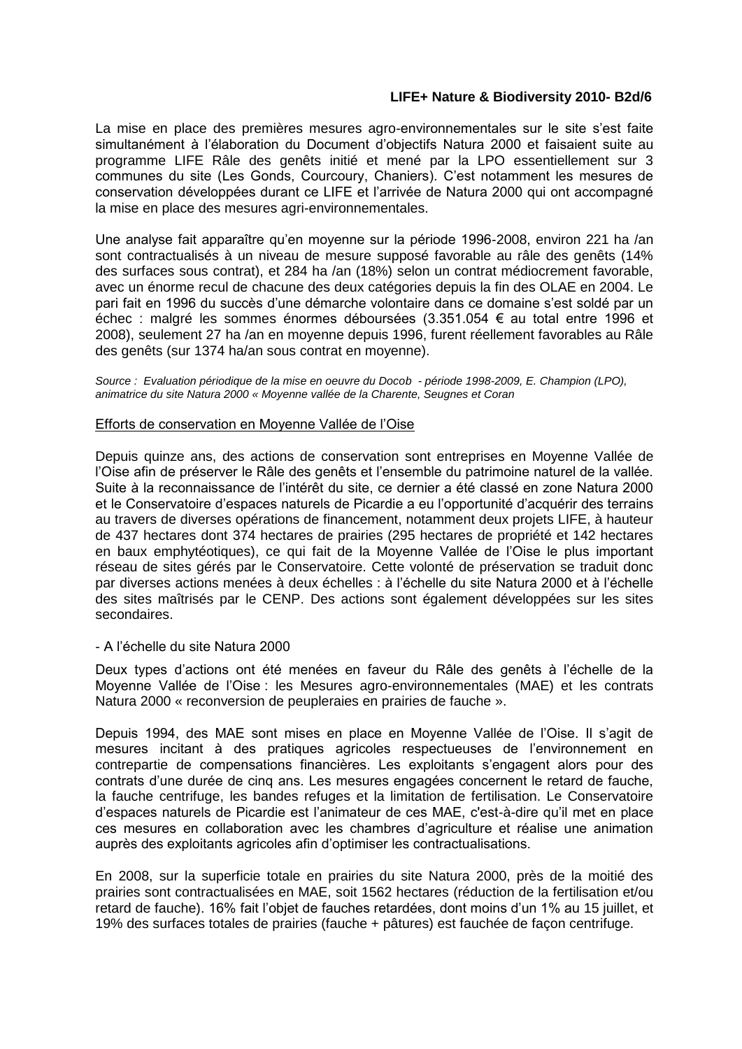La mise en place des premières mesures agro-environnementales sur le site s'est faite simultanément à l'élaboration du Document d'objectifs Natura 2000 et faisaient suite au programme LIFE Râle des genêts initié et mené par la LPO essentiellement sur 3 communes du site (Les Gonds, Courcoury, Chaniers). C'est notamment les mesures de conservation développées durant ce LIFE et l'arrivée de Natura 2000 qui ont accompagné la mise en place des mesures agri-environnementales.

Une analyse fait apparaître qu'en moyenne sur la période 1996-2008, environ 221 ha /an sont contractualisés à un niveau de mesure supposé favorable au râle des genêts (14% des surfaces sous contrat), et 284 ha /an (18%) selon un contrat médiocrement favorable, avec un énorme recul de chacune des deux catégories depuis la fin des OLAE en 2004. Le pari fait en 1996 du succès d'une démarche volontaire dans ce domaine s'est soldé par un échec : malgré les sommes énormes déboursées (3.351.054 € au total entre 1996 et 2008), seulement 27 ha /an en moyenne depuis 1996, furent réellement favorables au Râle des genêts (sur 1374 ha/an sous contrat en moyenne).

*Source : Evaluation périodique de la mise en oeuvre du Docob - période 1998-2009, E. Champion (LPO), animatrice du site Natura 2000 « Moyenne vallée de la Charente, Seugnes et Coran*

<u>Efforts de conservation en Moyenne Vallée de l'Oise</u>

Depuis quinze ans, des actions de conservation sont entreprises en Moyenne Vallée de l'Oise afin de préserver le Râle des genêts et l'ensemble du patrimoine naturel de la vallée. Suite à la reconnaissance de l'intérêt du site, ce dernier a été classé en zone Natura 2000 et le Conservatoire d'espaces naturels de Picardie a eu l'opportunité d'acquérir des terrains au travers de diverses opérations de financement, notamment deux projets LIFE, à hauteur de 437 hectares dont 374 hectares de prairies (295 hectares de propriété et 142 hectares en baux emphytéotiques), ce qui fait de la Moyenne Vallée de l'Oise le plus important réseau de sites gérés par le Conservatoire. Cette volonté de préservation se traduit donc par diverses actions menées à deux échelles : à l'échelle du site Natura 2000 et à l'échelle des sites maîtrisés par le CENP. Des actions sont également développées sur les sites secondaires.

- A l'échelle du site Natura 2000

Deux types d'actions ont été menées en faveur du Râle des genêts à l'échelle de la Moyenne Vallée de l'Oise : les Mesures agro-environnementales (MAE) et les contrats Natura 2000 « reconversion de peupleraies en prairies de fauche ».

Depuis 1994, des MAE sont mises en place en Moyenne Vallée de l'Oise. Il s'agit de mesures incitant à des pratiques agricoles respectueuses de l'environnement en contrepartie de compensations financières. Les exploitants s'engagent alors pour des contrats d'une durée de cinq ans. Les mesures engagées concernent le retard de fauche, la fauche centrifuge, les bandes refuges et la limitation de fertilisation. Le Conservatoire d'espaces naturels de Picardie est l'animateur de ces MAE, c'est-à-dire qu'il met en place ces mesures en collaboration avec les chambres d'agriculture et réalise une animation auprès des exploitants agricoles afin d'optimiser les contractualisations.

En 2008, sur la superficie totale en prairies du site Natura 2000, près de la moitié des prairies sont contractualisées en MAE, soit 1562 hectares (réduction de la fertilisation et/ou retard de fauche). 16% fait l'objet de fauches retardées, dont moins d'un 1% au 15 juillet, et 19% des surfaces totales de prairies (fauche + pâtures) est fauchée de façon centrifuge.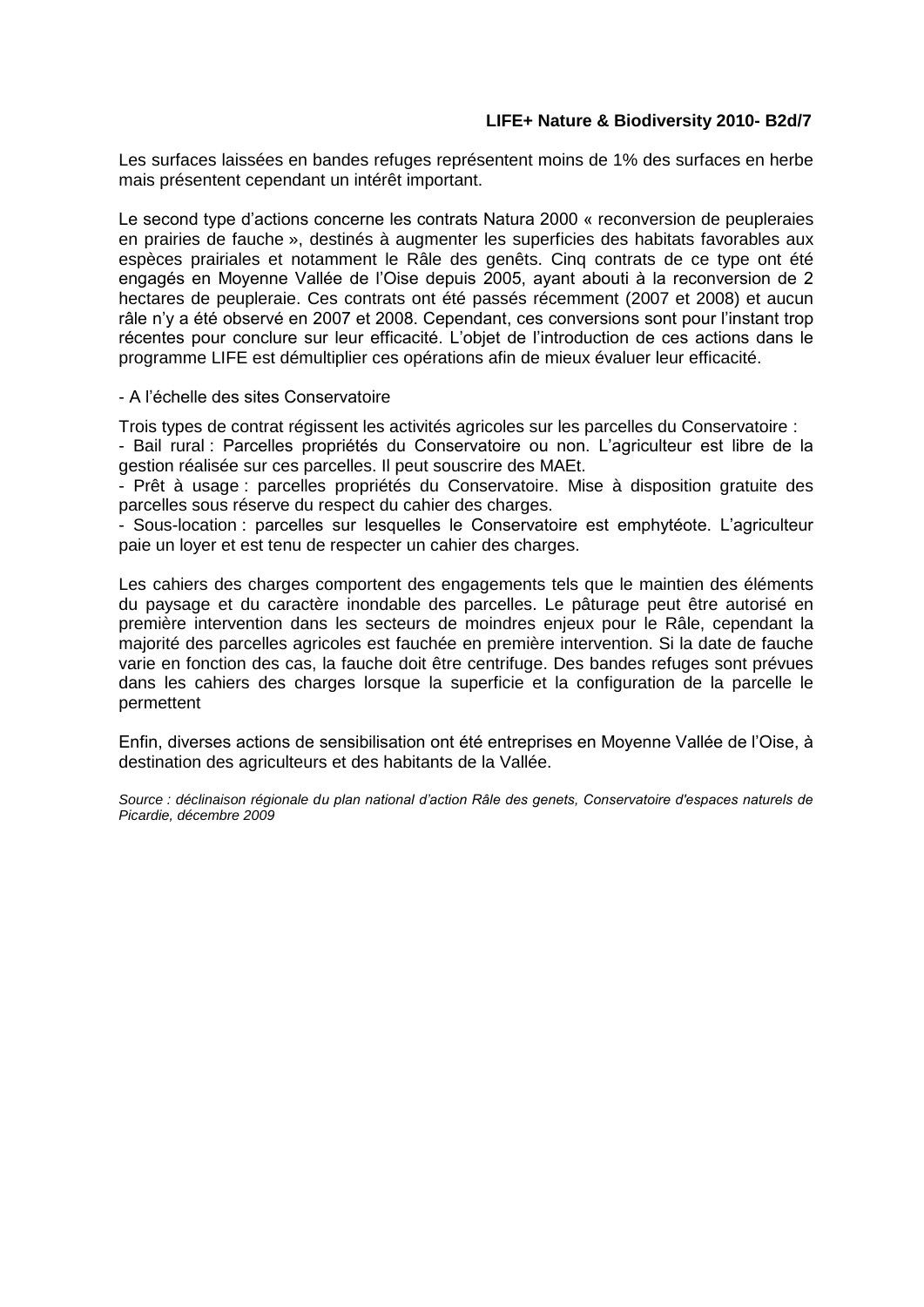Les surfaces laissées en bandes refuges représentent moins de 1% des surfaces en herbe mais présentent cependant un intérêt important.

Le second type d'actions concerne les contrats Natura 2000 « reconversion de peupleraies en prairies de fauche », destinés à augmenter les superficies des habitats favorables aux espèces prairiales et notamment le Râle des genêts. Cinq contrats de ce type ont été engagés en Moyenne Vallée de l'Oise depuis 2005, ayant abouti à la reconversion de 2 hectares de peupleraie. Ces contrats ont été passés récemment (2007 et 2008) et aucun râle n'y a été observé en 2007 et 2008. Cependant, ces conversions sont pour l'instant trop récentes pour conclure sur leur efficacité. L'objet de l'introduction de ces actions dans le programme LIFE est démultiplier ces opérations afin de mieux évaluer leur efficacité.

- A l'échelle des sites Conservatoire

Trois types de contrat régissent les activités agricoles sur les parcelles du Conservatoire :
- Bail rural : Parcelles propriétés du Conservatoire ou non. L'agriculteur est libre de la gestion réalisée sur ces parcelles. Il peut souscrire des MAEt.
- Prêt à usage : parcelles propriétés du Conservatoire. Mise à disposition gratuite des parcelles sous réserve du respect du cahier des charges.
- Sous-location : parcelles sur lesquelles le Conservatoire est emphytéote. L'agriculteur paie un loyer et est tenu de respecter un cahier des charges.

Les cahiers des charges comportent des engagements tels que le maintien des éléments du paysage et du caractère inondable des parcelles. Le pâturage peut être autorisé en première intervention dans les secteurs de moindres enjeux pour le Râle, cependant la majorité des parcelles agricoles est fauchée en première intervention. Si la date de fauche varie en fonction des cas, la fauche doit être centrifuge. Des bandes refuges sont prévues dans les cahiers des charges lorsque la superficie et la configuration de la parcelle le permettent

Enfin, diverses actions de sensibilisation ont été entreprises en Moyenne Vallée de l'Oise, à destination des agriculteurs et des habitants de la Vallée.

*Source : déclinaison régionale du plan national d'action Râle des genets, Conservatoire d'espaces naturels de Picardie, décembre 2009*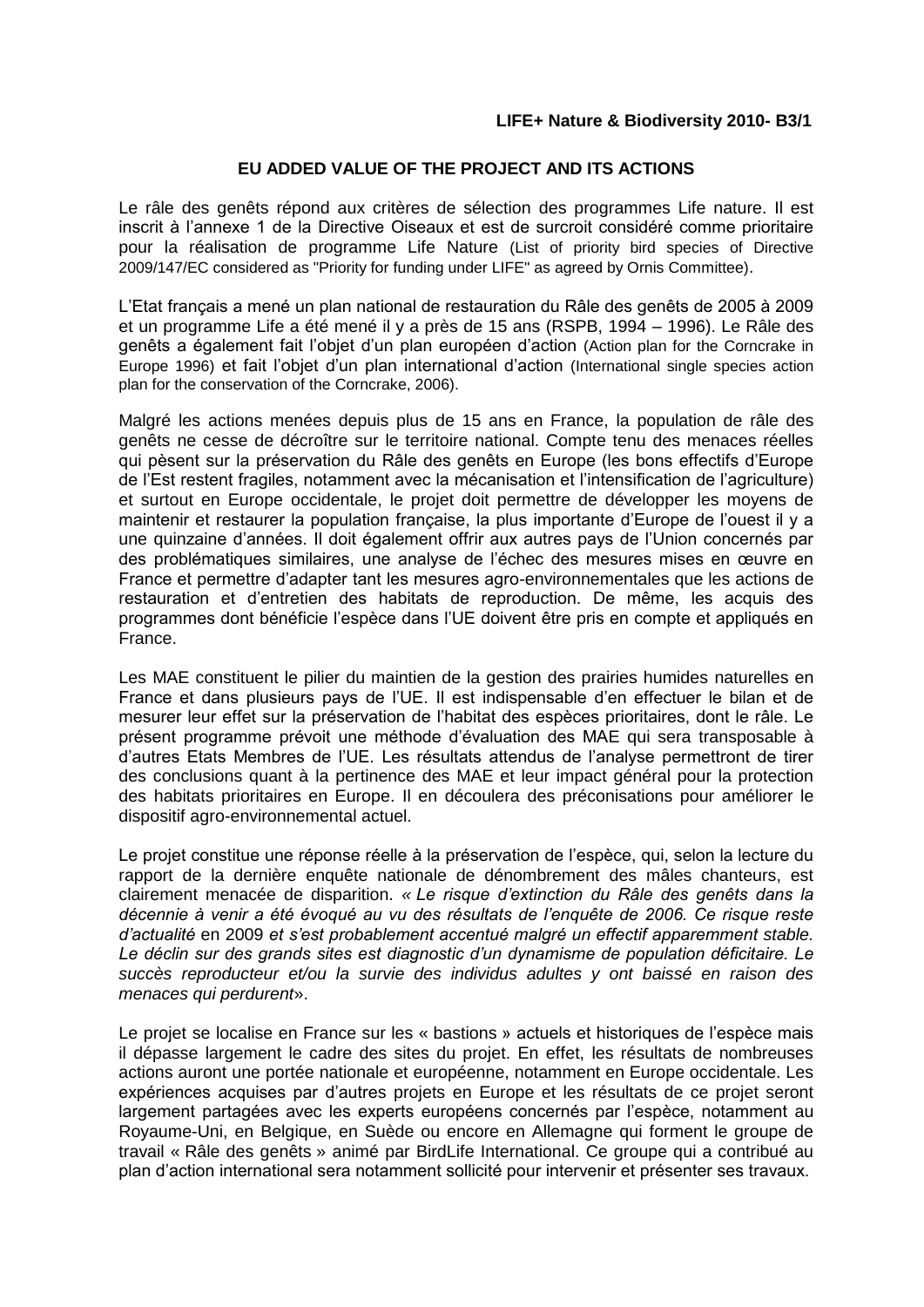**LIFE+ Nature & Biodiversity 2010- B3/1**

## EU ADDED VALUE OF THE PROJECT AND ITS ACTIONS

Le râle des genêts répond aux critères de sélection des programmes Life nature. Il est inscrit à l'annexe 1 de la Directive Oiseaux et est de surcroit considéré comme prioritaire pour la réalisation de programme Life Nature (List of priority bird species of Directive 2009/147/EC considered as "Priority for funding under LIFE" as agreed by Ornis Committee).

L'Etat français a mené un plan national de restauration du Râle des genêts de 2005 à 2009 et un programme Life a été mené il y a près de 15 ans (RSPB, 1994 – 1996). Le Râle des genêts a également fait l'objet d'un plan européen d'action (Action plan for the Corncrake in Europe 1996) et fait l'objet d'un plan international d'action (International single species action plan for the conservation of the Corncrake, 2006).

Malgré les actions menées depuis plus de 15 ans en France, la population de râle des genêts ne cesse de décroître sur le territoire national. Compte tenu des menaces réelles qui pèsent sur la préservation du Râle des genêts en Europe (les bons effectifs d'Europe de l'Est restent fragiles, notamment avec la mécanisation et l'intensification de l'agriculture) et surtout en Europe occidentale, le projet doit permettre de développer les moyens de maintenir et restaurer la population française, la plus importante d'Europe de l'ouest il y a une quinzaine d'années. Il doit également offrir aux autres pays de l'Union concernés par des problématiques similaires, une analyse de l'échec des mesures mises en œuvre en France et permettre d'adapter tant les mesures agro-environnementales que les actions de restauration et d'entretien des habitats de reproduction. De même, les acquis des programmes dont bénéficie l'espèce dans l'UE doivent être pris en compte et appliqués en France.

Les MAE constituent le pilier du maintien de la gestion des prairies humides naturelles en France et dans plusieurs pays de l'UE. Il est indispensable d'en effectuer le bilan et de mesurer leur effet sur la préservation de l'habitat des espèces prioritaires, dont le râle. Le présent programme prévoit une méthode d'évaluation des MAE qui sera transposable à d'autres Etats Membres de l'UE. Les résultats attendus de l'analyse permettront de tirer des conclusions quant à la pertinence des MAE et leur impact général pour la protection des habitats prioritaires en Europe. Il en découlera des préconisations pour améliorer le dispositif agro-environnemental actuel.

Le projet constitue une réponse réelle à la préservation de l'espèce, qui, selon la lecture du rapport de la dernière enquête nationale de dénombrement des mâles chanteurs, est clairement menacée de disparition. *« Le risque d'extinction du Râle des genêts dans la décennie à venir a été évoqué au vu des résultats de l'enquête de 2006. Ce risque reste d'actualité* en 2009 *et s'est probablement accentué malgré un effectif apparemment stable. Le déclin sur des grands sites est diagnostic d'un dynamisme de population déficitaire. Le succès reproducteur et/ou la survie des individus adultes y ont baissé en raison des menaces qui perdurent*».

Le projet se localise en France sur les « bastions » actuels et historiques de l'espèce mais il dépasse largement le cadre des sites du projet. En effet, les résultats de nombreuses actions auront une portée nationale et européenne, notamment en Europe occidentale. Les expériences acquises par d'autres projets en Europe et les résultats de ce projet seront largement partagées avec les experts européens concernés par l'espèce, notamment au Royaume-Uni, en Belgique, en Suède ou encore en Allemagne qui forment le groupe de travail « Râle des genêts » animé par BirdLife International. Ce groupe qui a contribué au plan d'action international sera notamment sollicité pour intervenir et présenter ses travaux.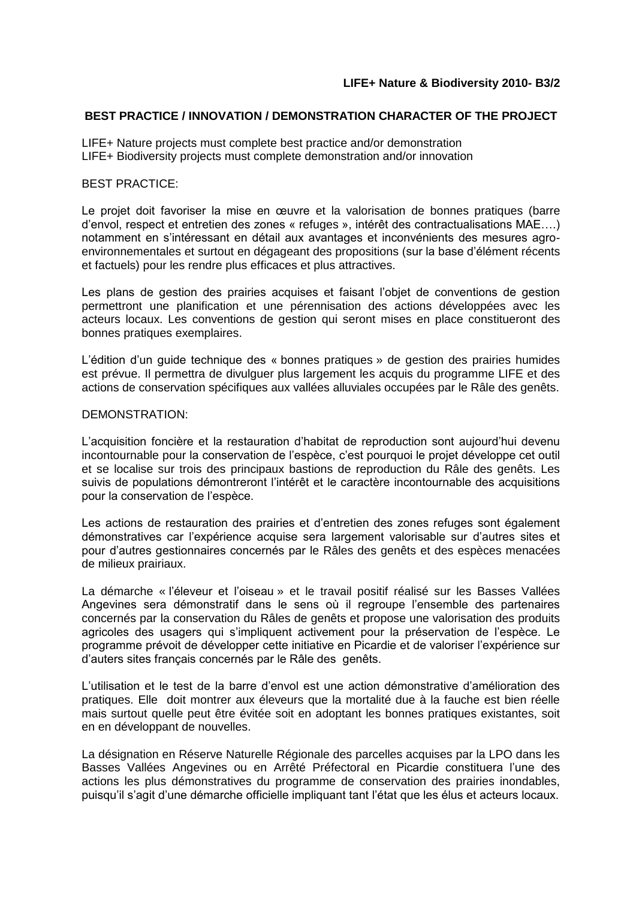**LIFE+ Nature & Biodiversity 2010- B3/2**

## BEST PRACTICE / INNOVATION / DEMONSTRATION CHARACTER OF THE PROJECT

LIFE+ Nature projects must complete best practice and/or demonstration
LIFE+ Biodiversity projects must complete demonstration and/or innovation

BEST PRACTICE:

Le projet doit favoriser la mise en œuvre et la valorisation de bonnes pratiques (barre d'envol, respect et entretien des zones « refuges », intérêt des contractualisations MAE….) notamment en s'intéressant en détail aux avantages et inconvénients des mesures agro-environnementales et surtout en dégageant des propositions (sur la base d'élément récents et factuels) pour les rendre plus efficaces et plus attractives.

Les plans de gestion des prairies acquises et faisant l'objet de conventions de gestion permettront une planification et une pérennisation des actions développées avec les acteurs locaux. Les conventions de gestion qui seront mises en place constitueront des bonnes pratiques exemplaires.

L'édition d'un guide technique des « bonnes pratiques » de gestion des prairies humides est prévue. Il permettra de divulguer plus largement les acquis du programme LIFE et des actions de conservation spécifiques aux vallées alluviales occupées par le Râle des genêts.

DEMONSTRATION:

L'acquisition foncière et la restauration d'habitat de reproduction sont aujourd'hui devenu incontournable pour la conservation de l'espèce, c'est pourquoi le projet développe cet outil et se localise sur trois des principaux bastions de reproduction du Râle des genêts. Les suivis de populations démontreront l'intérêt et le caractère incontournable des acquisitions pour la conservation de l'espèce.

Les actions de restauration des prairies et d'entretien des zones refuges sont également démonstratives car l'expérience acquise sera largement valorisable sur d'autres sites et pour d'autres gestionnaires concernés par le Râles des genêts et des espèces menacées de milieux prairiaux.

La démarche « l'éleveur et l'oiseau » et le travail positif réalisé sur les Basses Vallées Angevines sera démonstratif dans le sens où il regroupe l'ensemble des partenaires concernés par la conservation du Râles de genêts et propose une valorisation des produits agricoles des usagers qui s'impliquent activement pour la préservation de l'espèce. Le programme prévoit de développer cette initiative en Picardie et de valoriser l'expérience sur d'auters sites français concernés par le Râle des genêts.

L'utilisation et le test de la barre d'envol est une action démonstrative d'amélioration des pratiques. Elle doit montrer aux éleveurs que la mortalité due à la fauche est bien réelle mais surtout quelle peut être évitée soit en adoptant les bonnes pratiques existantes, soit en en développant de nouvelles.

La désignation en Réserve Naturelle Régionale des parcelles acquises par la LPO dans les Basses Vallées Angevines ou en Arrêté Préfectoral en Picardie constituera l'une des actions les plus démonstratives du programme de conservation des prairies inondables, puisqu'il s'agit d'une démarche officielle impliquant tant l'état que les élus et acteurs locaux.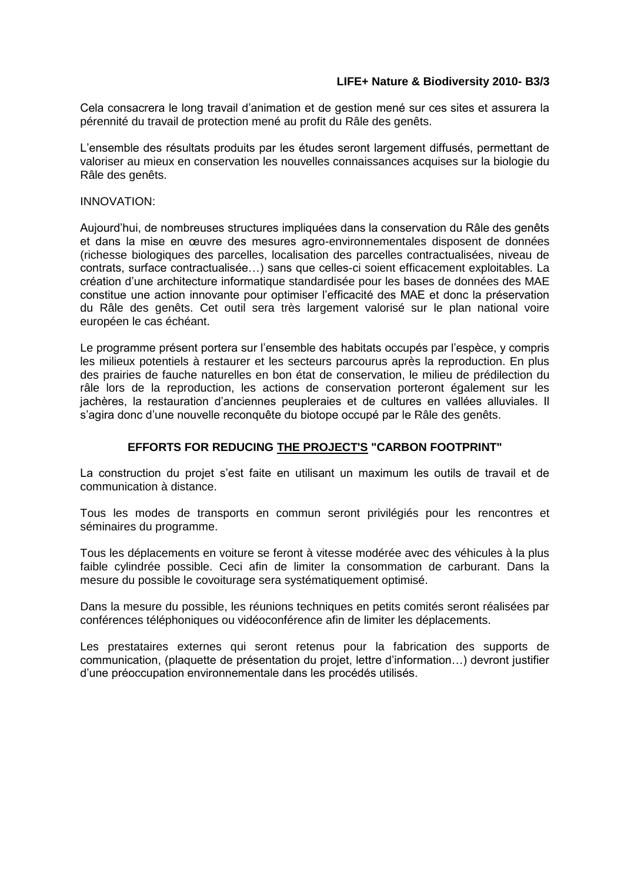Cela consacrera le long travail d'animation et de gestion mené sur ces sites et assurera la pérennité du travail de protection mené au profit du Râle des genêts.

L'ensemble des résultats produits par les études seront largement diffusés, permettant de valoriser au mieux en conservation les nouvelles connaissances acquises sur la biologie du Râle des genêts.

INNOVATION:

Aujourd'hui, de nombreuses structures impliquées dans la conservation du Râle des genêts et dans la mise en œuvre des mesures agro-environnementales disposent de données (richesse biologiques des parcelles, localisation des parcelles contractualisées, niveau de contrats, surface contractualisée…) sans que celles-ci soient efficacement exploitables. La création d'une architecture informatique standardisée pour les bases de données des MAE constitue une action innovante pour optimiser l'efficacité des MAE et donc la préservation du Râle des genêts. Cet outil sera très largement valorisé sur le plan national voire européen le cas échéant.

Le programme présent portera sur l'ensemble des habitats occupés par l'espèce, y compris les milieux potentiels à restaurer et les secteurs parcourus après la reproduction. En plus des prairies de fauche naturelles en bon état de conservation, le milieu de prédilection du râle lors de la reproduction, les actions de conservation porteront également sur les jachères, la restauration d'anciennes peupleraies et de cultures en vallées alluviales. Il s'agira donc d'une nouvelle reconquête du biotope occupé par le Râle des genêts.

## EFFORTS FOR REDUCING THE PROJECT'S "CARBON FOOTPRINT"

La construction du projet s'est faite en utilisant un maximum les outils de travail et de communication à distance.

Tous les modes de transports en commun seront privilégiés pour les rencontres et séminaires du programme.

Tous les déplacements en voiture se feront à vitesse modérée avec des véhicules à la plus faible cylindrée possible. Ceci afin de limiter la consommation de carburant. Dans la mesure du possible le covoiturage sera systématiquement optimisé.

Dans la mesure du possible, les réunions techniques en petits comités seront réalisées par conférences téléphoniques ou vidéoconférence afin de limiter les déplacements.

Les prestataires externes qui seront retenus pour la fabrication des supports de communication, (plaquette de présentation du projet, lettre d'information…) devront justifier d'une préoccupation environnementale dans les procédés utilisés.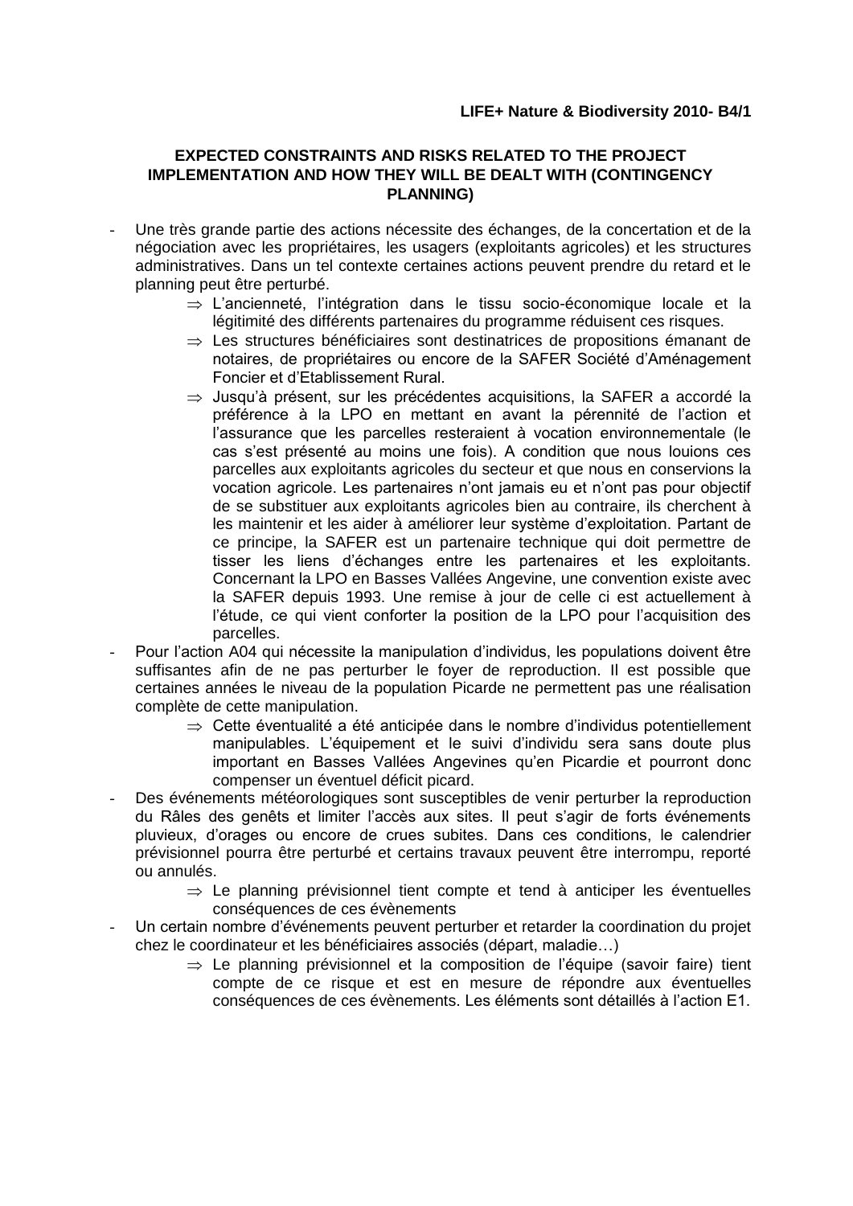**LIFE+ Nature & Biodiversity 2010- B4/1**

**EXPECTED CONSTRAINTS AND RISKS RELATED TO THE PROJECT IMPLEMENTATION AND HOW THEY WILL BE DEALT WITH (CONTINGENCY PLANNING)**

- Une très grande partie des actions nécessite des échanges, de la concertation et de la négociation avec les propriétaires, les usagers (exploitants agricoles) et les structures administratives. Dans un tel contexte certaines actions peuvent prendre du retard et le planning peut être perturbé.
  - ⇒ L'ancienneté, l'intégration dans le tissu socio-économique locale et la légitimité des différents partenaires du programme réduisent ces risques.
  - ⇒ Les structures bénéficiaires sont destinatrices de propositions émanant de notaires, de propriétaires ou encore de la SAFER Société d'Aménagement Foncier et d'Etablissement Rural.
  - ⇒ Jusqu'à présent, sur les précédentes acquisitions, la SAFER a accordé la préférence à la LPO en mettant en avant la pérennité de l'action et l'assurance que les parcelles resteraient à vocation environnementale (le cas s'est présenté au moins une fois). A condition que nous louions ces parcelles aux exploitants agricoles du secteur et que nous en conservions la vocation agricole. Les partenaires n'ont jamais eu et n'ont pas pour objectif de se substituer aux exploitants agricoles bien au contraire, ils cherchent à les maintenir et les aider à améliorer leur système d'exploitation. Partant de ce principe, la SAFER est un partenaire technique qui doit permettre de tisser les liens d'échanges entre les partenaires et les exploitants. Concernant la LPO en Basses Vallées Angevine, une convention existe avec la SAFER depuis 1993. Une remise à jour de celle ci est actuellement à l'étude, ce qui vient conforter la position de la LPO pour l'acquisition des parcelles.
- Pour l'action A04 qui nécessite la manipulation d'individus, les populations doivent être suffisantes afin de ne pas perturber le foyer de reproduction. Il est possible que certaines années le niveau de la population Picarde ne permettent pas une réalisation complète de cette manipulation.
  - ⇒ Cette éventualité a été anticipée dans le nombre d'individus potentiellement manipulables. L'équipement et le suivi d'individu sera sans doute plus important en Basses Vallées Angevines qu'en Picardie et pourront donc compenser un éventuel déficit picard.
- Des événements météorologiques sont susceptibles de venir perturber la reproduction du Râles des genêts et limiter l'accès aux sites. Il peut s'agir de forts événements pluvieux, d'orages ou encore de crues subites. Dans ces conditions, le calendrier prévisionnel pourra être perturbé et certains travaux peuvent être interrompu, reporté ou annulés.
  - ⇒ Le planning prévisionnel tient compte et tend à anticiper les éventuelles conséquences de ces évènements
- Un certain nombre d'événements peuvent perturber et retarder la coordination du projet chez le coordinateur et les bénéficiaires associés (départ, maladie…)
  - ⇒ Le planning prévisionnel et la composition de l'équipe (savoir faire) tient compte de ce risque et est en mesure de répondre aux éventuelles conséquences de ces évènements. Les éléments sont détaillés à l'action E1.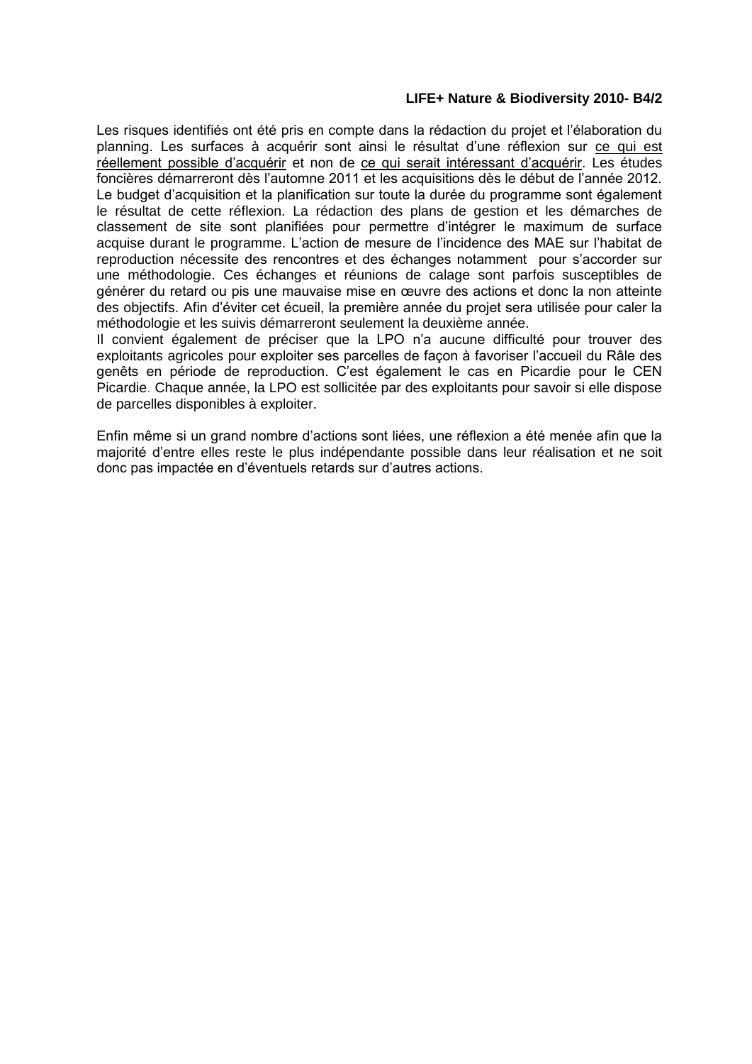Les risques identifiés ont été pris en compte dans la rédaction du projet et l'élaboration du planning. Les surfaces à acquérir sont ainsi le résultat d'une réflexion sur ce qui est réellement possible d'acquérir et non de ce qui serait intéressant d'acquérir. Les études foncières démarreront dès l'automne 2011 et les acquisitions dès le début de l'année 2012. Le budget d'acquisition et la planification sur toute la durée du programme sont également le résultat de cette réflexion. La rédaction des plans de gestion et les démarches de classement de site sont planifiées pour permettre d'intégrer le maximum de surface acquise durant le programme. L'action de mesure de l'incidence des MAE sur l'habitat de reproduction nécessite des rencontres et des échanges notamment pour s'accorder sur une méthodologie. Ces échanges et réunions de calage sont parfois susceptibles de générer du retard ou pis une mauvaise mise en œuvre des actions et donc la non atteinte des objectifs. Afin d'éviter cet écueil, la première année du projet sera utilisée pour caler la méthodologie et les suivis démarreront seulement la deuxième année.
Il convient également de préciser que la LPO n'a aucune difficulté pour trouver des exploitants agricoles pour exploiter ses parcelles de façon à favoriser l'accueil du Râle des genêts en période de reproduction. C'est également le cas en Picardie pour le CEN Picardie. Chaque année, la LPO est sollicitée par des exploitants pour savoir si elle dispose de parcelles disponibles à exploiter.

Enfin même si un grand nombre d'actions sont liées, une réflexion a été menée afin que la majorité d'entre elles reste le plus indépendante possible dans leur réalisation et ne soit donc pas impactée en d'éventuels retards sur d'autres actions.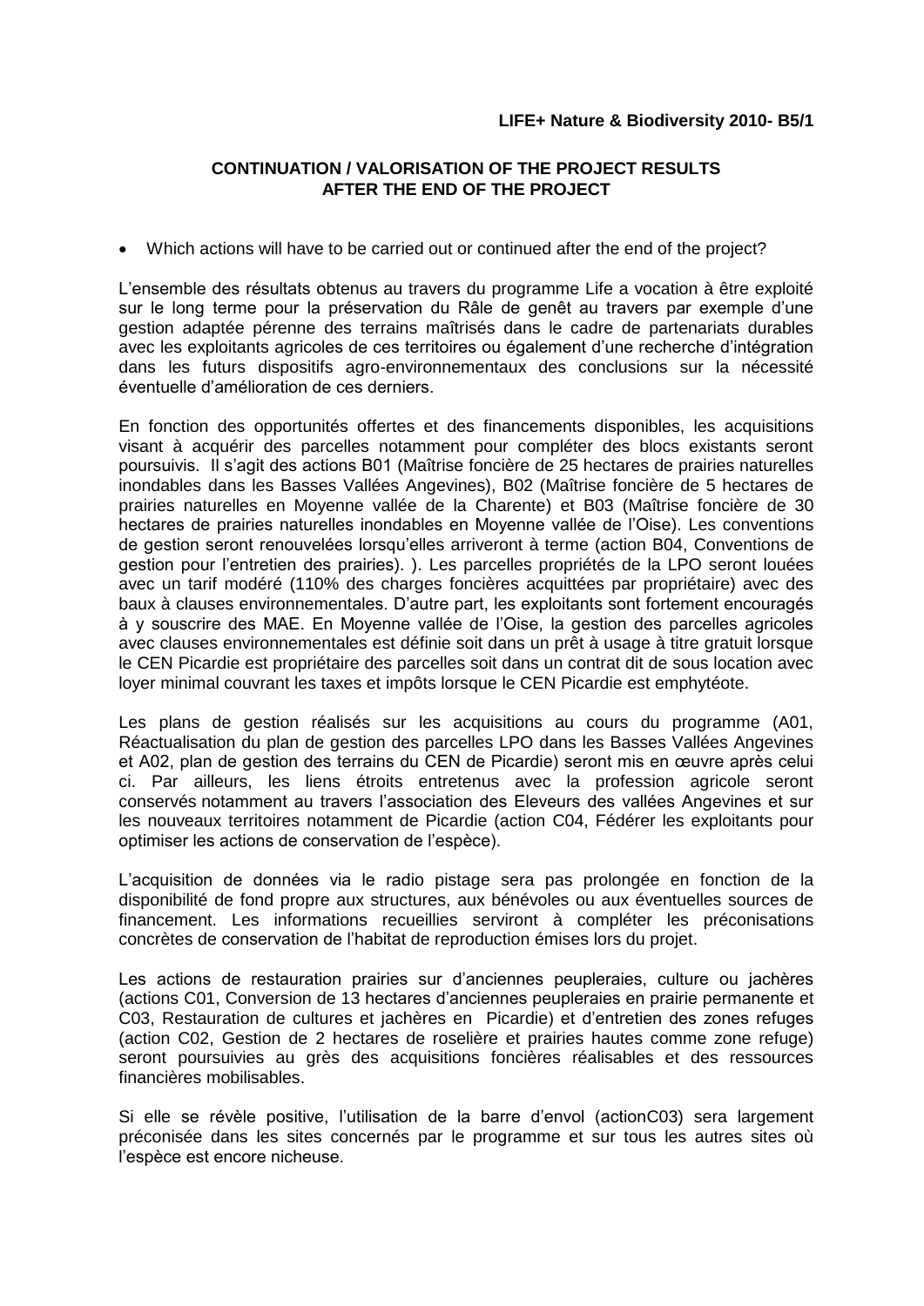**LIFE+ Nature & Biodiversity 2010- B5/1**

## CONTINUATION / VALORISATION OF THE PROJECT RESULTS AFTER THE END OF THE PROJECT

- Which actions will have to be carried out or continued after the end of the project?

L'ensemble des résultats obtenus au travers du programme Life a vocation à être exploité sur le long terme pour la préservation du Râle de genêt au travers par exemple d'une gestion adaptée pérenne des terrains maîtrisés dans le cadre de partenariats durables avec les exploitants agricoles de ces territoires ou également d'une recherche d'intégration dans les futurs dispositifs agro-environnementaux des conclusions sur la nécessité éventuelle d'amélioration de ces derniers.

En fonction des opportunités offertes et des financements disponibles, les acquisitions visant à acquérir des parcelles notamment pour compléter des blocs existants seront poursuivis. Il s'agit des actions B01 (Maîtrise foncière de 25 hectares de prairies naturelles inondables dans les Basses Vallées Angevines), B02 (Maîtrise foncière de 5 hectares de prairies naturelles en Moyenne vallée de la Charente) et B03 (Maîtrise foncière de 30 hectares de prairies naturelles inondables en Moyenne vallée de l'Oise). Les conventions de gestion seront renouvelées lorsqu'elles arriveront à terme (action B04, Conventions de gestion pour l'entretien des prairies). ). Les parcelles propriétés de la LPO seront louées avec un tarif modéré (110% des charges foncières acquittées par propriétaire) avec des baux à clauses environnementales. D'autre part, les exploitants sont fortement encouragés à y souscrire des MAE. En Moyenne vallée de l'Oise, la gestion des parcelles agricoles avec clauses environnementales est définie soit dans un prêt à usage à titre gratuit lorsque le CEN Picardie est propriétaire des parcelles soit dans un contrat dit de sous location avec loyer minimal couvrant les taxes et impôts lorsque le CEN Picardie est emphytéote.

Les plans de gestion réalisés sur les acquisitions au cours du programme (A01, Réactualisation du plan de gestion des parcelles LPO dans les Basses Vallées Angevines et A02, plan de gestion des terrains du CEN de Picardie) seront mis en œuvre après celui ci. Par ailleurs, les liens étroits entretenus avec la profession agricole seront conservés notamment au travers l'association des Eleveurs des vallées Angevines et sur les nouveaux territoires notamment de Picardie (action C04, Fédérer les exploitants pour optimiser les actions de conservation de l'espèce).

L'acquisition de données via le radio pistage sera pas prolongée en fonction de la disponibilité de fond propre aux structures, aux bénévoles ou aux éventuelles sources de financement. Les informations recueillies serviront à compléter les préconisations concrètes de conservation de l'habitat de reproduction émises lors du projet.

Les actions de restauration prairies sur d'anciennes peupleraies, culture ou jachères (actions C01, Conversion de 13 hectares d'anciennes peupleraies en prairie permanente et C03, Restauration de cultures et jachères en Picardie) et d'entretien des zones refuges (action C02, Gestion de 2 hectares de roselière et prairies hautes comme zone refuge) seront poursuivies au grès des acquisitions foncières réalisables et des ressources financières mobilisables.

Si elle se révèle positive, l'utilisation de la barre d'envol (actionC03) sera largement préconisée dans les sites concernés par le programme et sur tous les autres sites où l'espèce est encore nicheuse.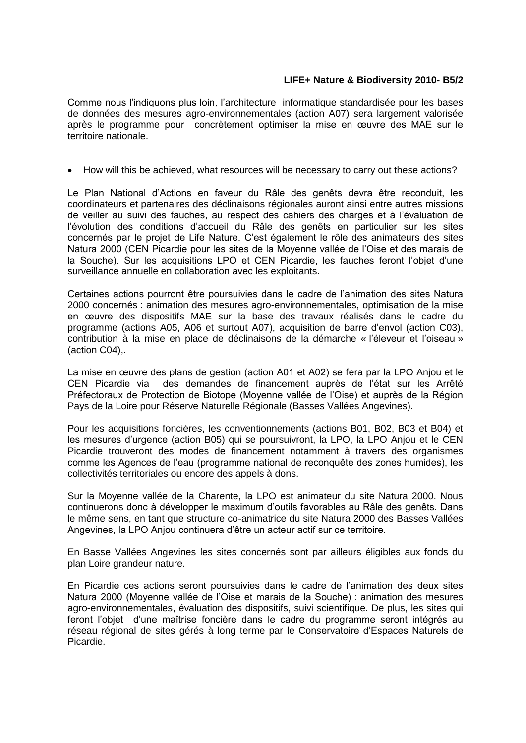Comme nous l'indiquons plus loin, l'architecture informatique standardisée pour les bases de données des mesures agro-environnementales (action A07) sera largement valorisée après le programme pour concrètement optimiser la mise en œuvre des MAE sur le territoire nationale.

- How will this be achieved, what resources will be necessary to carry out these actions?

Le Plan National d'Actions en faveur du Râle des genêts devra être reconduit, les coordinateurs et partenaires des déclinaisons régionales auront ainsi entre autres missions de veiller au suivi des fauches, au respect des cahiers des charges et à l'évaluation de l'évolution des conditions d'accueil du Râle des genêts en particulier sur les sites concernés par le projet de Life Nature. C'est également le rôle des animateurs des sites Natura 2000 (CEN Picardie pour les sites de la Moyenne vallée de l'Oise et des marais de la Souche). Sur les acquisitions LPO et CEN Picardie, les fauches feront l'objet d'une surveillance annuelle en collaboration avec les exploitants.

Certaines actions pourront être poursuivies dans le cadre de l'animation des sites Natura 2000 concernés : animation des mesures agro-environnementales, optimisation de la mise en œuvre des dispositifs MAE sur la base des travaux réalisés dans le cadre du programme (actions A05, A06 et surtout A07), acquisition de barre d'envol (action C03), contribution à la mise en place de déclinaisons de la démarche « l'éleveur et l'oiseau » (action C04),.

La mise en œuvre des plans de gestion (action A01 et A02) se fera par la LPO Anjou et le CEN Picardie via des demandes de financement auprès de l'état sur les Arrêté Préfectoraux de Protection de Biotope (Moyenne vallée de l'Oise) et auprès de la Région Pays de la Loire pour Réserve Naturelle Régionale (Basses Vallées Angevines).

Pour les acquisitions foncières, les conventionnements (actions B01, B02, B03 et B04) et les mesures d'urgence (action B05) qui se poursuivront, la LPO, la LPO Anjou et le CEN Picardie trouveront des modes de financement notamment à travers des organismes comme les Agences de l'eau (programme national de reconquête des zones humides), les collectivités territoriales ou encore des appels à dons.

Sur la Moyenne vallée de la Charente, la LPO est animateur du site Natura 2000. Nous continuerons donc à développer le maximum d'outils favorables au Râle des genêts. Dans le même sens, en tant que structure co-animatrice du site Natura 2000 des Basses Vallées Angevines, la LPO Anjou continuera d'être un acteur actif sur ce territoire.

En Basse Vallées Angevines les sites concernés sont par ailleurs éligibles aux fonds du plan Loire grandeur nature.

En Picardie ces actions seront poursuivies dans le cadre de l'animation des deux sites Natura 2000 (Moyenne vallée de l'Oise et marais de la Souche) : animation des mesures agro-environnementales, évaluation des dispositifs, suivi scientifique. De plus, les sites qui feront l'objet d'une maîtrise foncière dans le cadre du programme seront intégrés au réseau régional de sites gérés à long terme par le Conservatoire d'Espaces Naturels de Picardie.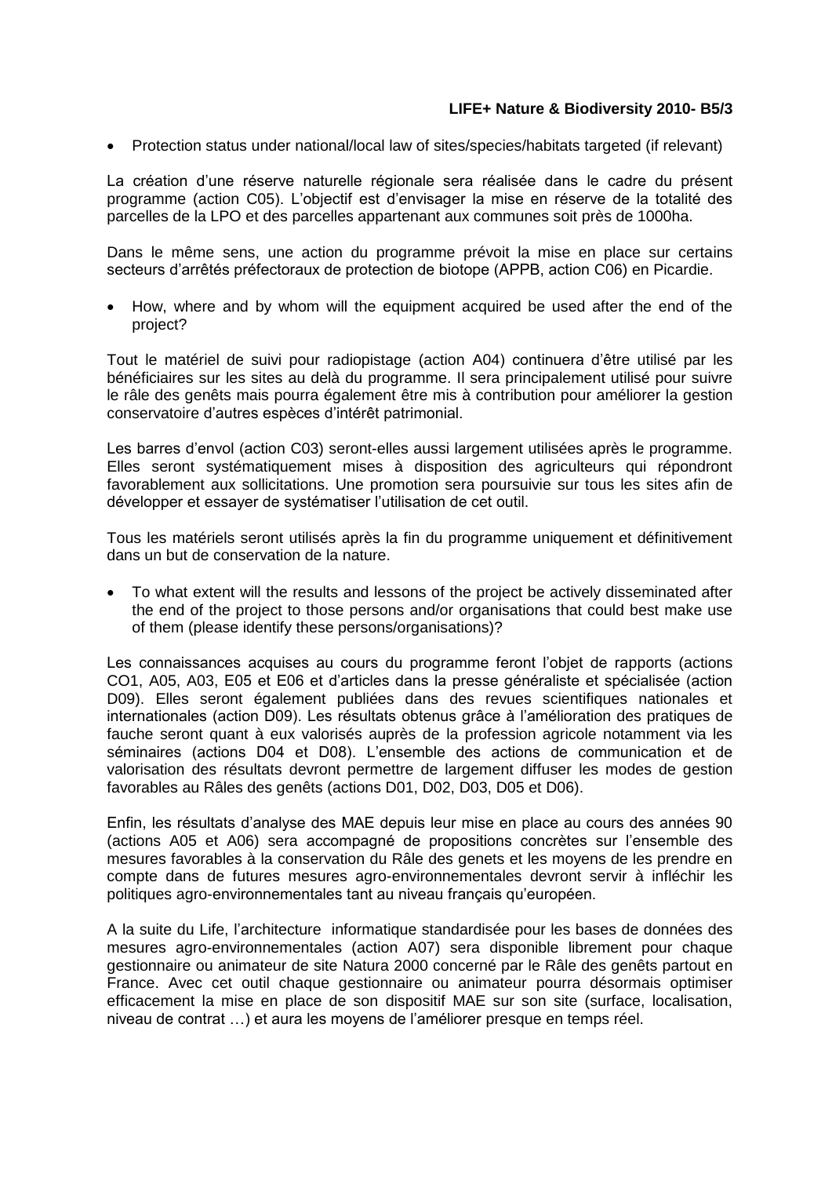- Protection status under national/local law of sites/species/habitats targeted (if relevant)

La création d'une réserve naturelle régionale sera réalisée dans le cadre du présent programme (action C05). L'objectif est d'envisager la mise en réserve de la totalité des parcelles de la LPO et des parcelles appartenant aux communes soit près de 1000ha.

Dans le même sens, une action du programme prévoit la mise en place sur certains secteurs d'arrêtés préfectoraux de protection de biotope (APPB, action C06) en Picardie.

- How, where and by whom will the equipment acquired be used after the end of the project?

Tout le matériel de suivi pour radiopistage (action A04) continuera d'être utilisé par les bénéficiaires sur les sites au delà du programme. Il sera principalement utilisé pour suivre le râle des genêts mais pourra également être mis à contribution pour améliorer la gestion conservatoire d'autres espèces d'intérêt patrimonial.

Les barres d'envol (action C03) seront-elles aussi largement utilisées après le programme. Elles seront systématiquement mises à disposition des agriculteurs qui répondront favorablement aux sollicitations. Une promotion sera poursuivie sur tous les sites afin de développer et essayer de systématiser l'utilisation de cet outil.

Tous les matériels seront utilisés après la fin du programme uniquement et définitivement dans un but de conservation de la nature.

- To what extent will the results and lessons of the project be actively disseminated after the end of the project to those persons and/or organisations that could best make use of them (please identify these persons/organisations)?

Les connaissances acquises au cours du programme feront l'objet de rapports (actions CO1, A05, A03, E05 et E06 et d'articles dans la presse généraliste et spécialisée (action D09). Elles seront également publiées dans des revues scientifiques nationales et internationales (action D09). Les résultats obtenus grâce à l'amélioration des pratiques de fauche seront quant à eux valorisés auprès de la profession agricole notamment via les séminaires (actions D04 et D08). L'ensemble des actions de communication et de valorisation des résultats devront permettre de largement diffuser les modes de gestion favorables au Râles des genêts (actions D01, D02, D03, D05 et D06).

Enfin, les résultats d'analyse des MAE depuis leur mise en place au cours des années 90 (actions A05 et A06) sera accompagné de propositions concrètes sur l'ensemble des mesures favorables à la conservation du Râle des genets et les moyens de les prendre en compte dans de futures mesures agro-environnementales devront servir à infléchir les politiques agro-environnementales tant au niveau français qu'européen.

A la suite du Life, l'architecture informatique standardisée pour les bases de données des mesures agro-environnementales (action A07) sera disponible librement pour chaque gestionnaire ou animateur de site Natura 2000 concerné par le Râle des genêts partout en France. Avec cet outil chaque gestionnaire ou animateur pourra désormais optimiser efficacement la mise en place de son dispositif MAE sur son site (surface, localisation, niveau de contrat …) et aura les moyens de l'améliorer presque en temps réel.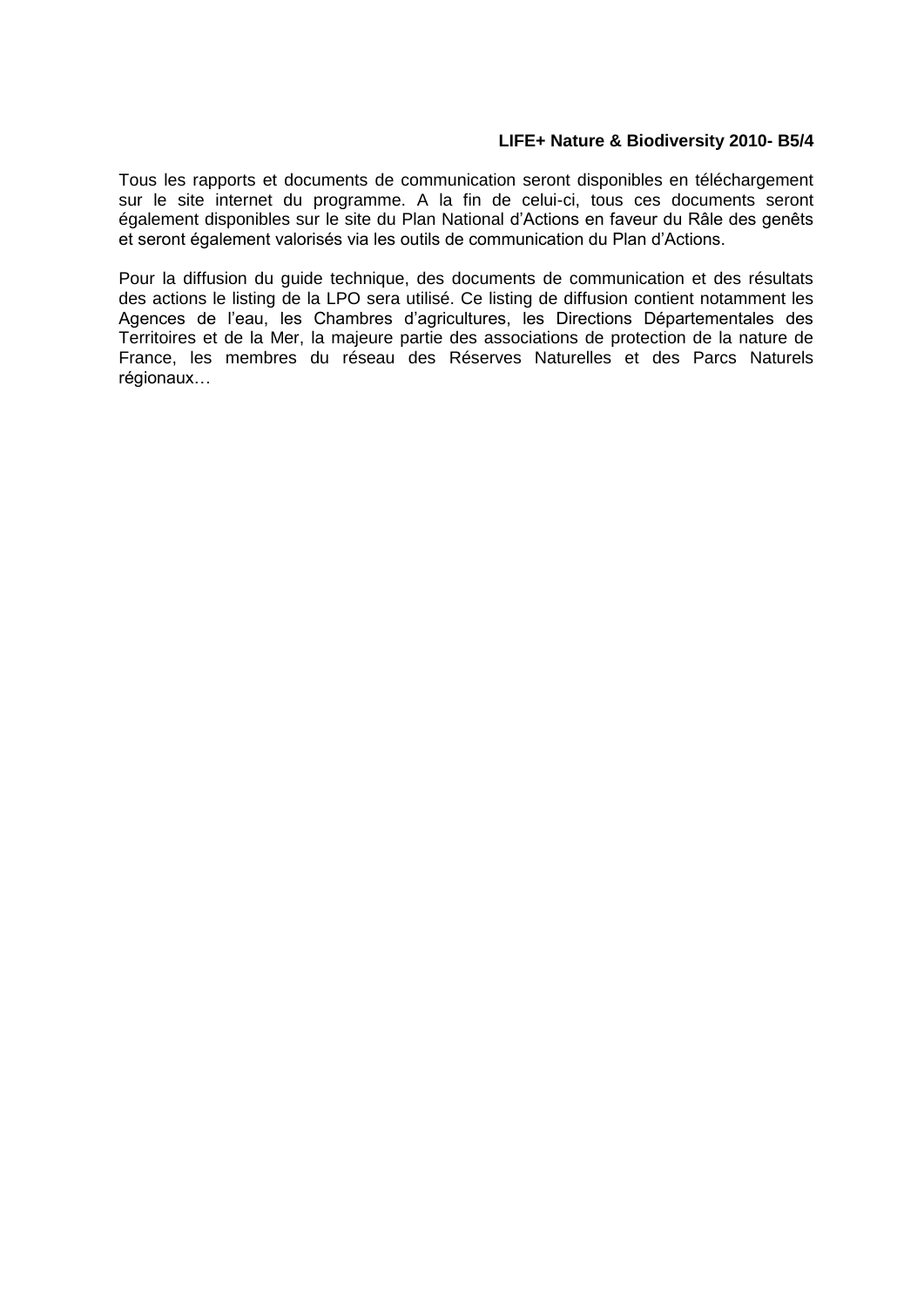Tous les rapports et documents de communication seront disponibles en téléchargement sur le site internet du programme. A la fin de celui-ci, tous ces documents seront également disponibles sur le site du Plan National d'Actions en faveur du Râle des genêts et seront également valorisés via les outils de communication du Plan d'Actions.

Pour la diffusion du guide technique, des documents de communication et des résultats des actions le listing de la LPO sera utilisé. Ce listing de diffusion contient notamment les Agences de l'eau, les Chambres d'agricultures, les Directions Départementales des Territoires et de la Mer, la majeure partie des associations de protection de la nature de France, les membres du réseau des Réserves Naturelles et des Parcs Naturels régionaux…